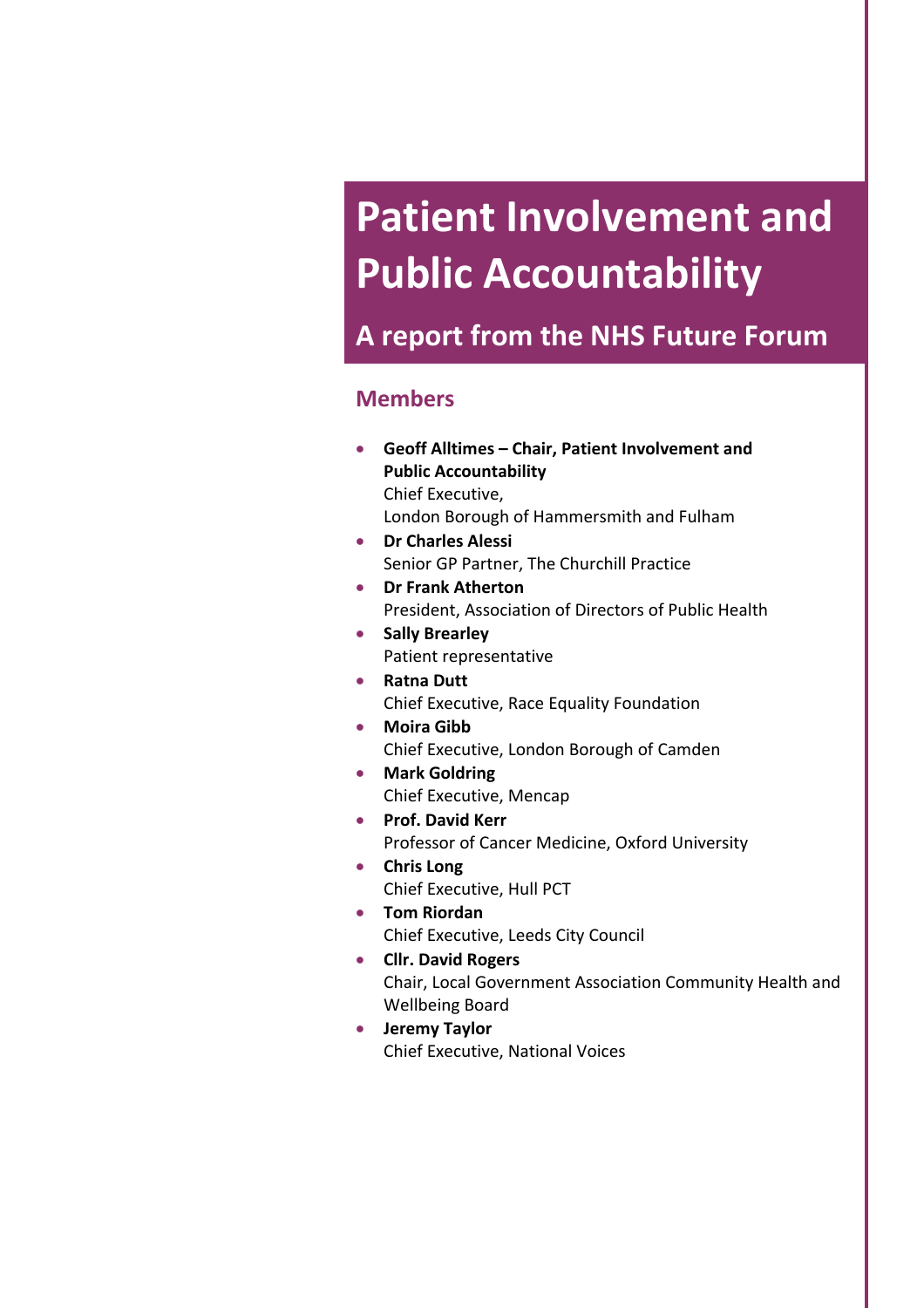# Patient Involvement and Public Accountability

## A report from the NHS Future Forum

### Members

- **Geoff Alltimes – Chair, Patient Involvement and Public Accountability**
  Chief Executive,
  London Borough of Hammersmith and Fulham
- **Dr Charles Alessi**
  Senior GP Partner, The Churchill Practice
- **Dr Frank Atherton**
  President, Association of Directors of Public Health
- **Sally Brearley**
  Patient representative
- **Ratna Dutt**
  Chief Executive, Race Equality Foundation
- **Moira Gibb**
  Chief Executive, London Borough of Camden
- **Mark Goldring**
  Chief Executive, Mencap
- **Prof. David Kerr**
  Professor of Cancer Medicine, Oxford University
- **Chris Long**
  Chief Executive, Hull PCT
- **Tom Riordan**
  Chief Executive, Leeds City Council
- **Cllr. David Rogers**
  Chair, Local Government Association Community Health and Wellbeing Board
- **Jeremy Taylor**
  Chief Executive, National Voices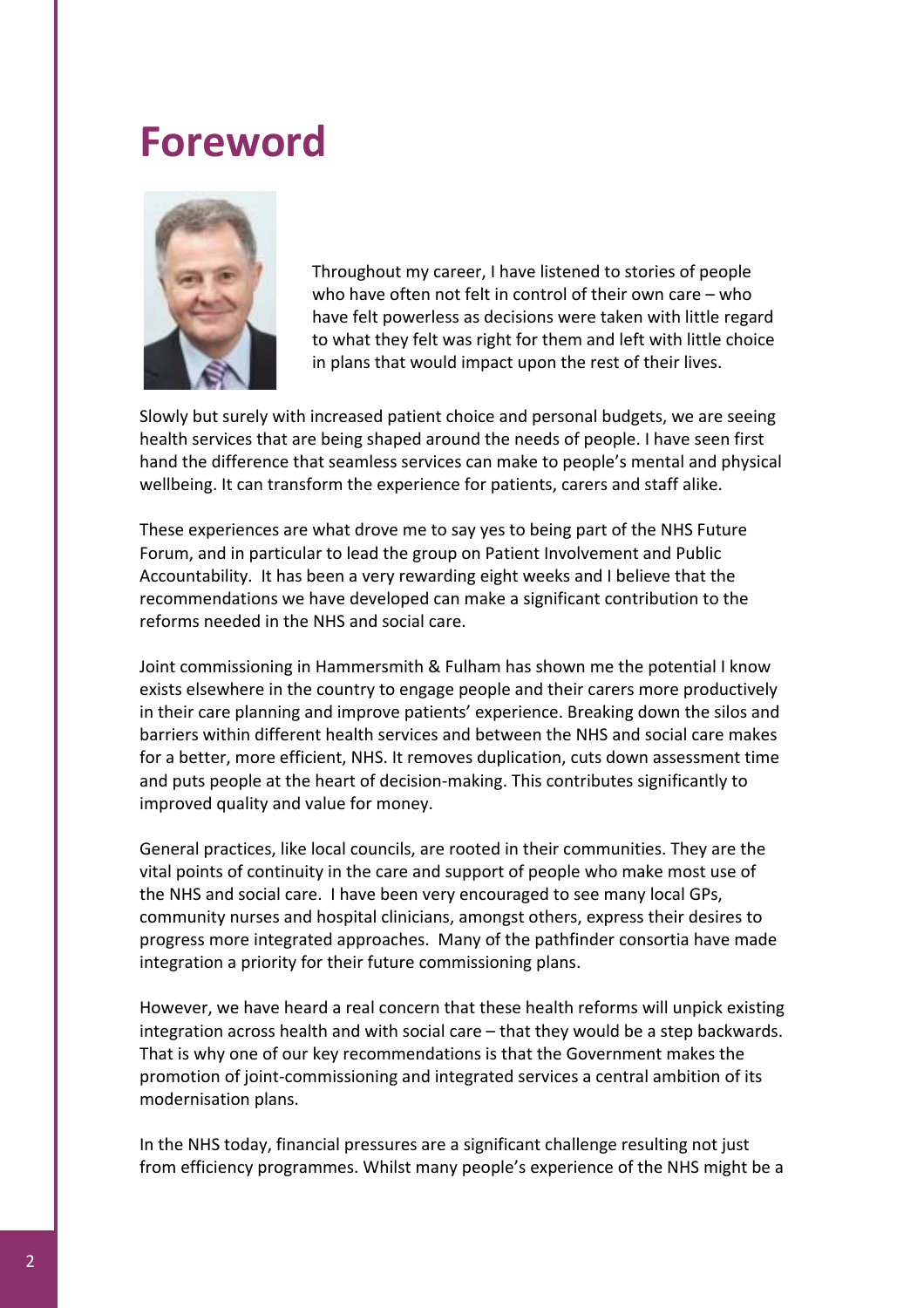# Foreword

Throughout my career, I have listened to stories of people who have often not felt in control of their own care – who have felt powerless as decisions were taken with little regard to what they felt was right for them and left with little choice in plans that would impact upon the rest of their lives.

Slowly but surely with increased patient choice and personal budgets, we are seeing health services that are being shaped around the needs of people. I have seen first hand the difference that seamless services can make to people's mental and physical wellbeing. It can transform the experience for patients, carers and staff alike.

These experiences are what drove me to say yes to being part of the NHS Future Forum, and in particular to lead the group on Patient Involvement and Public Accountability. It has been a very rewarding eight weeks and I believe that the recommendations we have developed can make a significant contribution to the reforms needed in the NHS and social care.

Joint commissioning in Hammersmith & Fulham has shown me the potential I know exists elsewhere in the country to engage people and their carers more productively in their care planning and improve patients' experience. Breaking down the silos and barriers within different health services and between the NHS and social care makes for a better, more efficient, NHS. It removes duplication, cuts down assessment time and puts people at the heart of decision-making. This contributes significantly to improved quality and value for money.

General practices, like local councils, are rooted in their communities. They are the vital points of continuity in the care and support of people who make most use of the NHS and social care. I have been very encouraged to see many local GPs, community nurses and hospital clinicians, amongst others, express their desires to progress more integrated approaches. Many of the pathfinder consortia have made integration a priority for their future commissioning plans.

However, we have heard a real concern that these health reforms will unpick existing integration across health and with social care – that they would be a step backwards. That is why one of our key recommendations is that the Government makes the promotion of joint-commissioning and integrated services a central ambition of its modernisation plans.

In the NHS today, financial pressures are a significant challenge resulting not just from efficiency programmes. Whilst many people's experience of the NHS might be a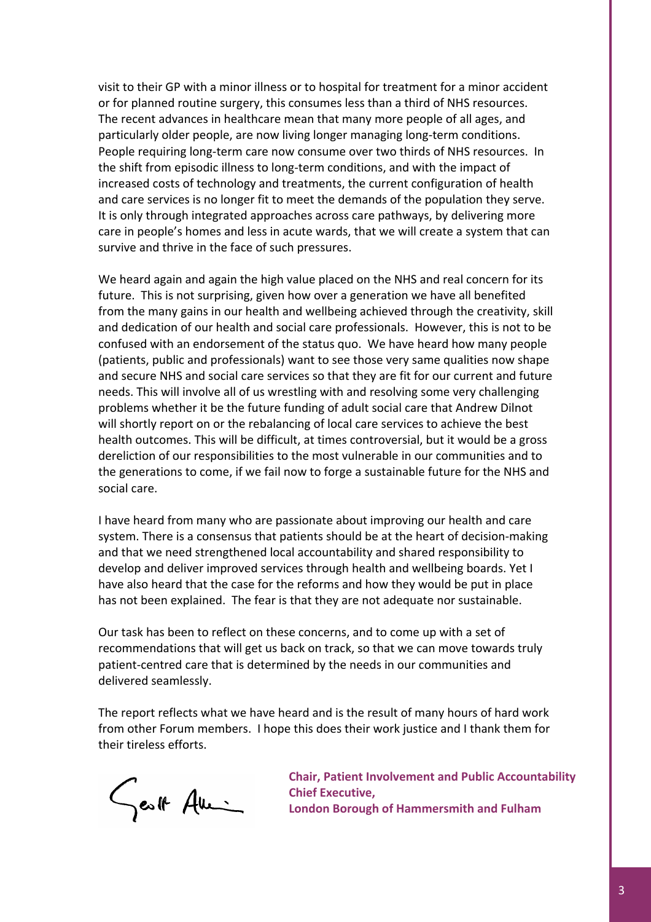visit to their GP with a minor illness or to hospital for treatment for a minor accident or for planned routine surgery, this consumes less than a third of NHS resources. The recent advances in healthcare mean that many more people of all ages, and particularly older people, are now living longer managing long-term conditions. People requiring long-term care now consume over two thirds of NHS resources. In the shift from episodic illness to long-term conditions, and with the impact of increased costs of technology and treatments, the current configuration of health and care services is no longer fit to meet the demands of the population they serve. It is only through integrated approaches across care pathways, by delivering more care in people's homes and less in acute wards, that we will create a system that can survive and thrive in the face of such pressures.

We heard again and again the high value placed on the NHS and real concern for its future. This is not surprising, given how over a generation we have all benefited from the many gains in our health and wellbeing achieved through the creativity, skill and dedication of our health and social care professionals. However, this is not to be confused with an endorsement of the status quo. We have heard how many people (patients, public and professionals) want to see those very same qualities now shape and secure NHS and social care services so that they are fit for our current and future needs. This will involve all of us wrestling with and resolving some very challenging problems whether it be the future funding of adult social care that Andrew Dilnot will shortly report on or the rebalancing of local care services to achieve the best health outcomes. This will be difficult, at times controversial, but it would be a gross dereliction of our responsibilities to the most vulnerable in our communities and to the generations to come, if we fail now to forge a sustainable future for the NHS and social care.

I have heard from many who are passionate about improving our health and care system. There is a consensus that patients should be at the heart of decision-making and that we need strengthened local accountability and shared responsibility to develop and deliver improved services through health and wellbeing boards. Yet I have also heard that the case for the reforms and how they would be put in place has not been explained. The fear is that they are not adequate nor sustainable.

Our task has been to reflect on these concerns, and to come up with a set of recommendations that will get us back on track, so that we can move towards truly patient-centred care that is determined by the needs in our communities and delivered seamlessly.

The report reflects what we have heard and is the result of many hours of hard work from other Forum members. I hope this does their work justice and I thank them for their tireless efforts.

Geoff Alltimes

**Chair, Patient Involvement and Public Accountability**
**Chief Executive,**
**London Borough of Hammersmith and Fulham**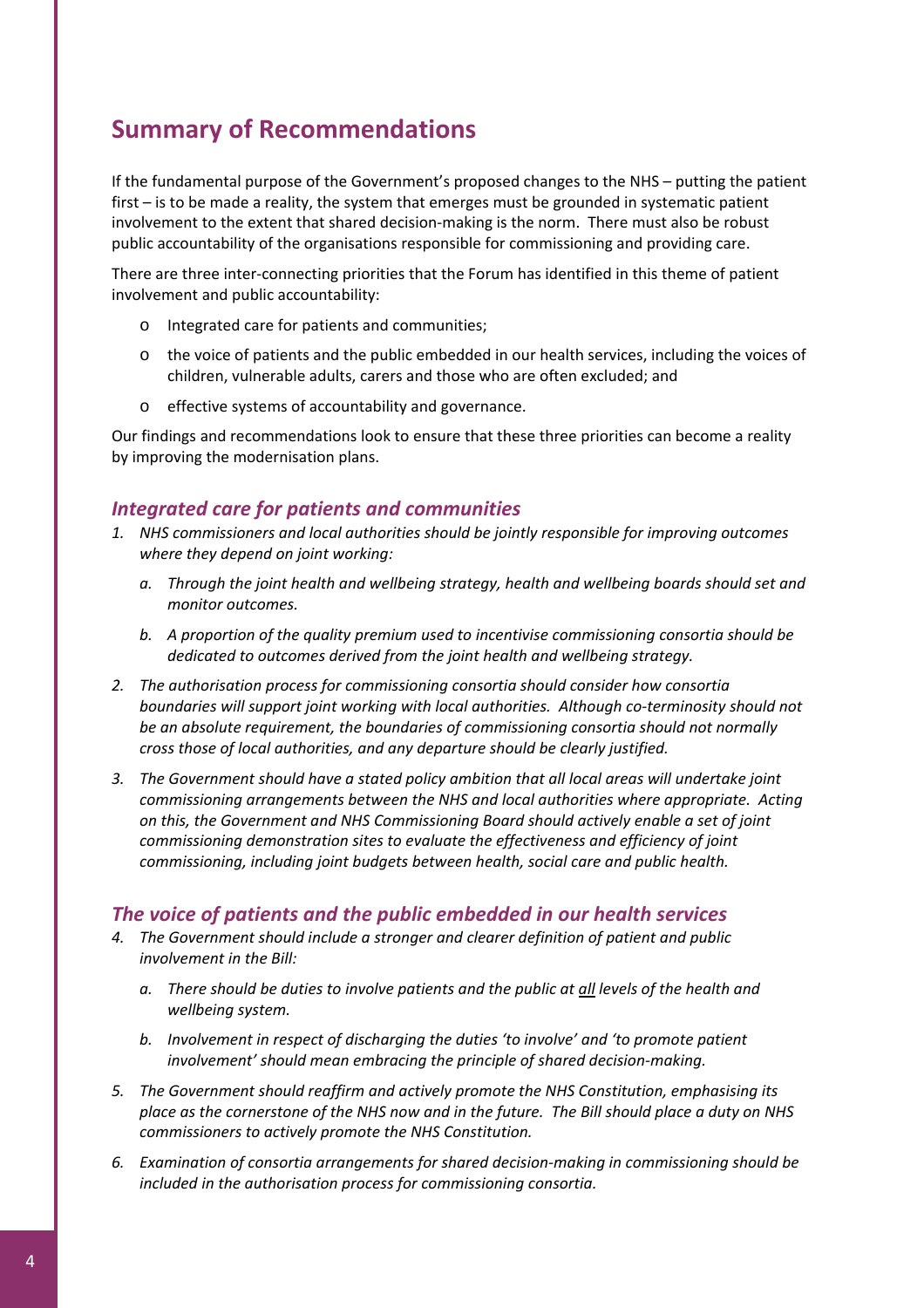## Summary of Recommendations

If the fundamental purpose of the Government's proposed changes to the NHS – putting the patient first – is to be made a reality, the system that emerges must be grounded in systematic patient involvement to the extent that shared decision-making is the norm. There must also be robust public accountability of the organisations responsible for commissioning and providing care.

There are three inter-connecting priorities that the Forum has identified in this theme of patient involvement and public accountability:

- Integrated care for patients and communities;
- the voice of patients and the public embedded in our health services, including the voices of children, vulnerable adults, carers and those who are often excluded; and
- effective systems of accountability and governance.

Our findings and recommendations look to ensure that these three priorities can become a reality by improving the modernisation plans.

### *Integrated care for patients and communities*

1. *NHS commissioners and local authorities should be jointly responsible for improving outcomes where they depend on joint working:*
   a. *Through the joint health and wellbeing strategy, health and wellbeing boards should set and monitor outcomes.*
   b. *A proportion of the quality premium used to incentivise commissioning consortia should be dedicated to outcomes derived from the joint health and wellbeing strategy.*
2. *The authorisation process for commissioning consortia should consider how consortia boundaries will support joint working with local authorities. Although co-terminosity should not be an absolute requirement, the boundaries of commissioning consortia should not normally cross those of local authorities, and any departure should be clearly justified.*
3. *The Government should have a stated policy ambition that all local areas will undertake joint commissioning arrangements between the NHS and local authorities where appropriate. Acting on this, the Government and NHS Commissioning Board should actively enable a set of joint commissioning demonstration sites to evaluate the effectiveness and efficiency of joint commissioning, including joint budgets between health, social care and public health.*

### *The voice of patients and the public embedded in our health services*

4. *The Government should include a stronger and clearer definition of patient and public involvement in the Bill:*
   a. *There should be duties to involve patients and the public at <u>all</u> levels of the health and wellbeing system.*
   b. *Involvement in respect of discharging the duties 'to involve' and 'to promote patient involvement' should mean embracing the principle of shared decision-making.*
5. *The Government should reaffirm and actively promote the NHS Constitution, emphasising its place as the cornerstone of the NHS now and in the future. The Bill should place a duty on NHS commissioners to actively promote the NHS Constitution.*
6. *Examination of consortia arrangements for shared decision-making in commissioning should be included in the authorisation process for commissioning consortia.*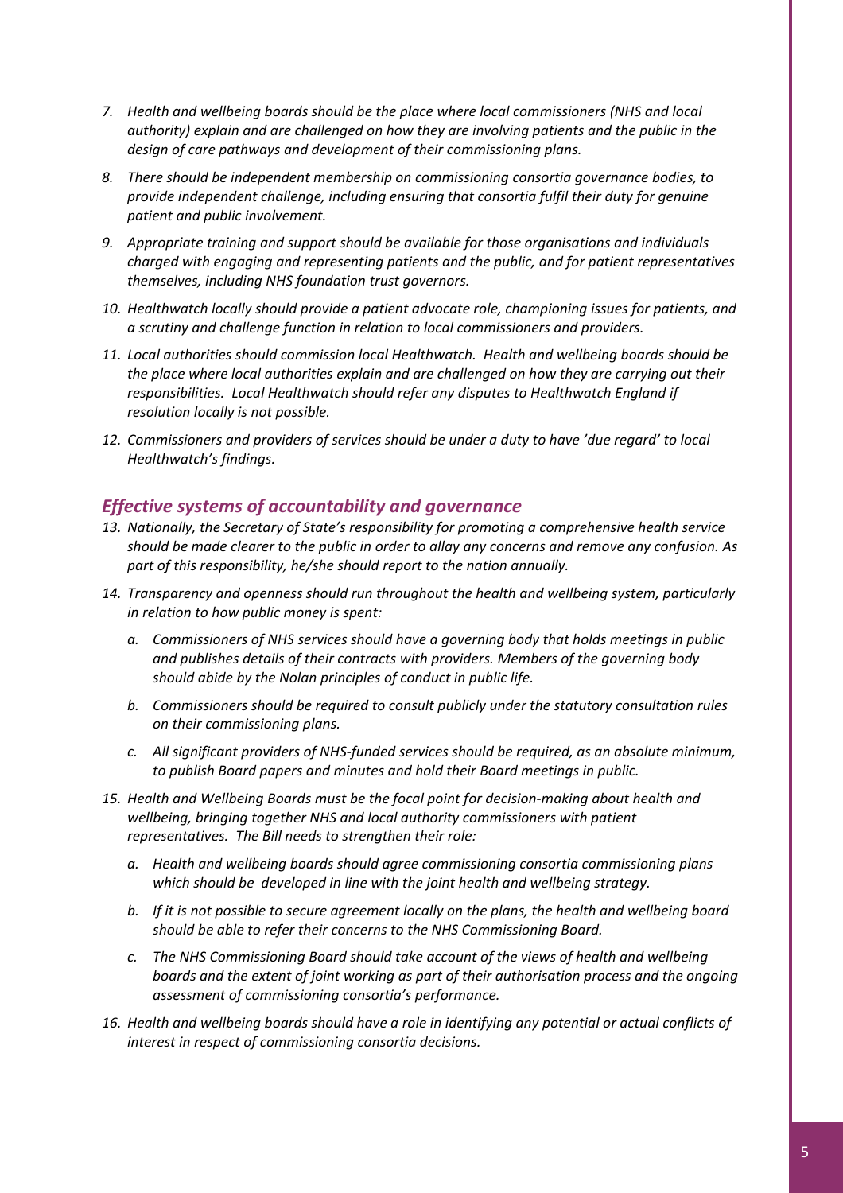7. *Health and wellbeing boards should be the place where local commissioners (NHS and local authority) explain and are challenged on how they are involving patients and the public in the design of care pathways and development of their commissioning plans.*

8. *There should be independent membership on commissioning consortia governance bodies, to provide independent challenge, including ensuring that consortia fulfil their duty for genuine patient and public involvement.*

9. *Appropriate training and support should be available for those organisations and individuals charged with engaging and representing patients and the public, and for patient representatives themselves, including NHS foundation trust governors.*

10. *Healthwatch locally should provide a patient advocate role, championing issues for patients, and a scrutiny and challenge function in relation to local commissioners and providers.*

11. *Local authorities should commission local Healthwatch. Health and wellbeing boards should be the place where local authorities explain and are challenged on how they are carrying out their responsibilities. Local Healthwatch should refer any disputes to Healthwatch England if resolution locally is not possible.*

12. *Commissioners and providers of services should be under a duty to have 'due regard' to local Healthwatch's findings.*

## *Effective systems of accountability and governance*

13. *Nationally, the Secretary of State's responsibility for promoting a comprehensive health service should be made clearer to the public in order to allay any concerns and remove any confusion. As part of this responsibility, he/she should report to the nation annually.*

14. *Transparency and openness should run throughout the health and wellbeing system, particularly in relation to how public money is spent:*

    a. *Commissioners of NHS services should have a governing body that holds meetings in public and publishes details of their contracts with providers. Members of the governing body should abide by the Nolan principles of conduct in public life.*

    b. *Commissioners should be required to consult publicly under the statutory consultation rules on their commissioning plans.*

    c. *All significant providers of NHS-funded services should be required, as an absolute minimum, to publish Board papers and minutes and hold their Board meetings in public.*

15. *Health and Wellbeing Boards must be the focal point for decision-making about health and wellbeing, bringing together NHS and local authority commissioners with patient representatives. The Bill needs to strengthen their role:*

    a. *Health and wellbeing boards should agree commissioning consortia commissioning plans which should be developed in line with the joint health and wellbeing strategy.*

    b. *If it is not possible to secure agreement locally on the plans, the health and wellbeing board should be able to refer their concerns to the NHS Commissioning Board.*

    c. *The NHS Commissioning Board should take account of the views of health and wellbeing boards and the extent of joint working as part of their authorisation process and the ongoing assessment of commissioning consortia's performance.*

16. *Health and wellbeing boards should have a role in identifying any potential or actual conflicts of interest in respect of commissioning consortia decisions.*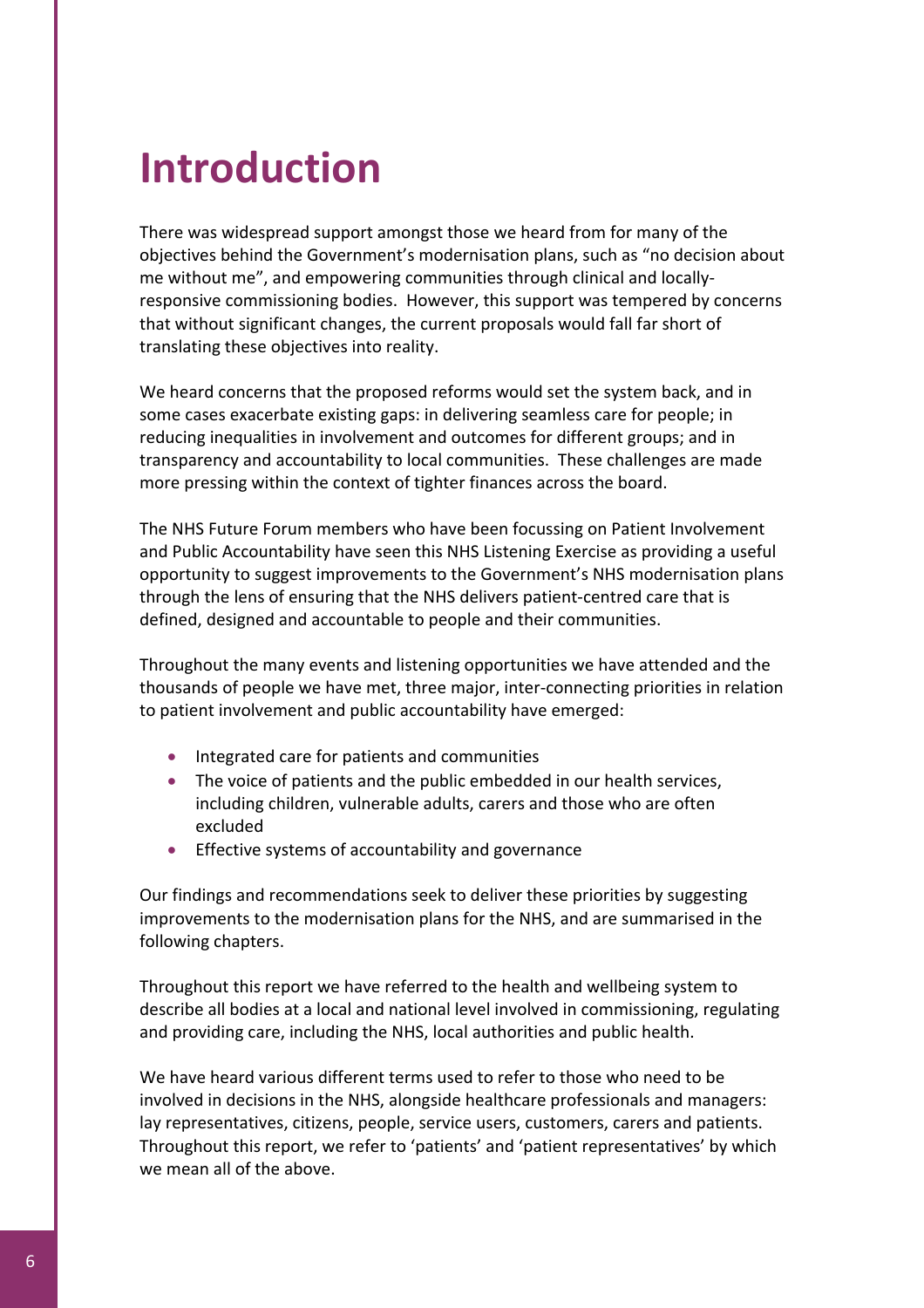# Introduction

There was widespread support amongst those we heard from for many of the objectives behind the Government's modernisation plans, such as "no decision about me without me", and empowering communities through clinical and locally-responsive commissioning bodies. However, this support was tempered by concerns that without significant changes, the current proposals would fall far short of translating these objectives into reality.

We heard concerns that the proposed reforms would set the system back, and in some cases exacerbate existing gaps: in delivering seamless care for people; in reducing inequalities in involvement and outcomes for different groups; and in transparency and accountability to local communities. These challenges are made more pressing within the context of tighter finances across the board.

The NHS Future Forum members who have been focussing on Patient Involvement and Public Accountability have seen this NHS Listening Exercise as providing a useful opportunity to suggest improvements to the Government's NHS modernisation plans through the lens of ensuring that the NHS delivers patient-centred care that is defined, designed and accountable to people and their communities.

Throughout the many events and listening opportunities we have attended and the thousands of people we have met, three major, inter-connecting priorities in relation to patient involvement and public accountability have emerged:

- Integrated care for patients and communities
- The voice of patients and the public embedded in our health services, including children, vulnerable adults, carers and those who are often excluded
- Effective systems of accountability and governance

Our findings and recommendations seek to deliver these priorities by suggesting improvements to the modernisation plans for the NHS, and are summarised in the following chapters.

Throughout this report we have referred to the health and wellbeing system to describe all bodies at a local and national level involved in commissioning, regulating and providing care, including the NHS, local authorities and public health.

We have heard various different terms used to refer to those who need to be involved in decisions in the NHS, alongside healthcare professionals and managers: lay representatives, citizens, people, service users, customers, carers and patients. Throughout this report, we refer to 'patients' and 'patient representatives' by which we mean all of the above.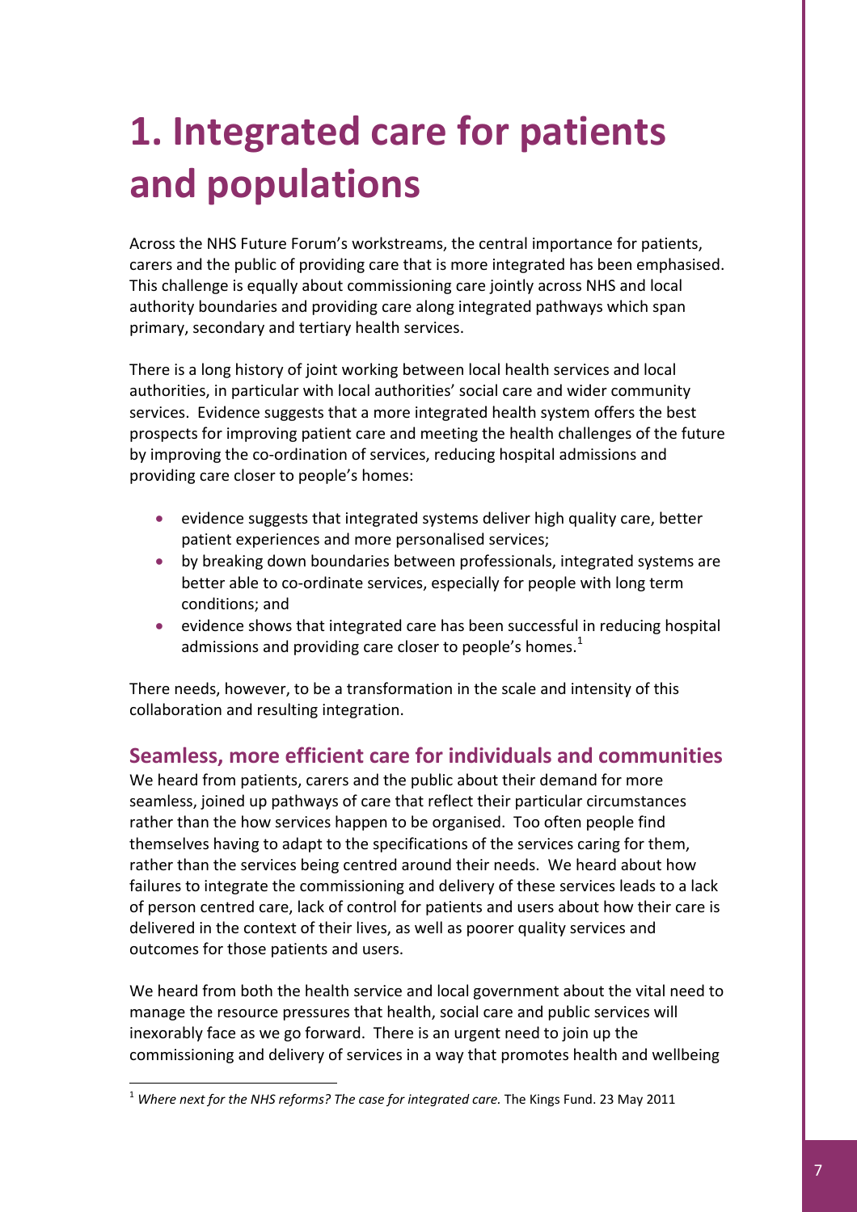# 1. Integrated care for patients and populations

Across the NHS Future Forum's workstreams, the central importance for patients, carers and the public of providing care that is more integrated has been emphasised. This challenge is equally about commissioning care jointly across NHS and local authority boundaries and providing care along integrated pathways which span primary, secondary and tertiary health services.

There is a long history of joint working between local health services and local authorities, in particular with local authorities' social care and wider community services. Evidence suggests that a more integrated health system offers the best prospects for improving patient care and meeting the health challenges of the future by improving the co-ordination of services, reducing hospital admissions and providing care closer to people's homes:

- evidence suggests that integrated systems deliver high quality care, better patient experiences and more personalised services;
- by breaking down boundaries between professionals, integrated systems are better able to co-ordinate services, especially for people with long term conditions; and
- evidence shows that integrated care has been successful in reducing hospital admissions and providing care closer to people's homes.[1]

There needs, however, to be a transformation in the scale and intensity of this collaboration and resulting integration.

## Seamless, more efficient care for individuals and communities

We heard from patients, carers and the public about their demand for more seamless, joined up pathways of care that reflect their particular circumstances rather than the how services happen to be organised. Too often people find themselves having to adapt to the specifications of the services caring for them, rather than the services being centred around their needs. We heard about how failures to integrate the commissioning and delivery of these services leads to a lack of person centred care, lack of control for patients and users about how their care is delivered in the context of their lives, as well as poorer quality services and outcomes for those patients and users.

We heard from both the health service and local government about the vital need to manage the resource pressures that health, social care and public services will inexorably face as we go forward. There is an urgent need to join up the commissioning and delivery of services in a way that promotes health and wellbeing

[1] *Where next for the NHS reforms? The case for integrated care.* The Kings Fund. 23 May 2011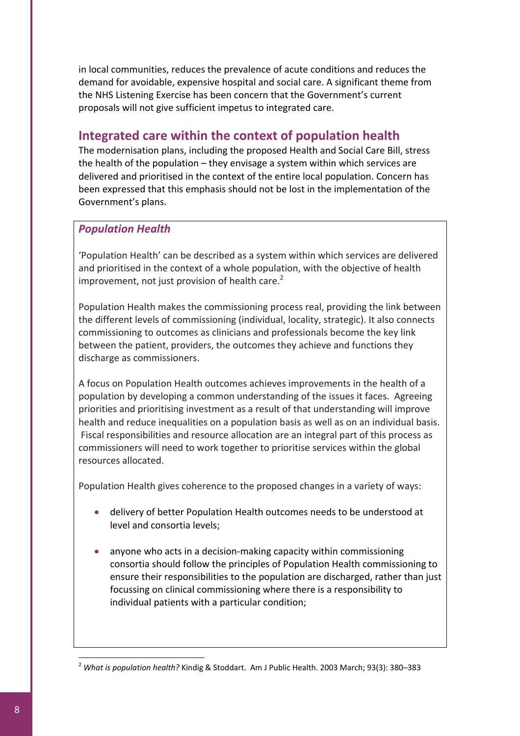in local communities, reduces the prevalence of acute conditions and reduces the demand for avoidable, expensive hospital and social care. A significant theme from the NHS Listening Exercise has been concern that the Government's current proposals will not give sufficient impetus to integrated care.

## Integrated care within the context of population health

The modernisation plans, including the proposed Health and Social Care Bill, stress the health of the population – they envisage a system within which services are delivered and prioritised in the context of the entire local population. Concern has been expressed that this emphasis should not be lost in the implementation of the Government's plans.

### *Population Health*

'Population Health' can be described as a system within which services are delivered and prioritised in the context of a whole population, with the objective of health improvement, not just provision of health care.[2]

Population Health makes the commissioning process real, providing the link between the different levels of commissioning (individual, locality, strategic). It also connects commissioning to outcomes as clinicians and professionals become the key link between the patient, providers, the outcomes they achieve and functions they discharge as commissioners.

A focus on Population Health outcomes achieves improvements in the health of a population by developing a common understanding of the issues it faces. Agreeing priorities and prioritising investment as a result of that understanding will improve health and reduce inequalities on a population basis as well as on an individual basis. Fiscal responsibilities and resource allocation are an integral part of this process as commissioners will need to work together to prioritise services within the global resources allocated.

Population Health gives coherence to the proposed changes in a variety of ways:

- delivery of better Population Health outcomes needs to be understood at level and consortia levels;
- anyone who acts in a decision-making capacity within commissioning consortia should follow the principles of Population Health commissioning to ensure their responsibilities to the population are discharged, rather than just focussing on clinical commissioning where there is a responsibility to individual patients with a particular condition;

---

[2] *What is population health?* Kindig & Stoddart. Am J Public Health. 2003 March; 93(3): 380–383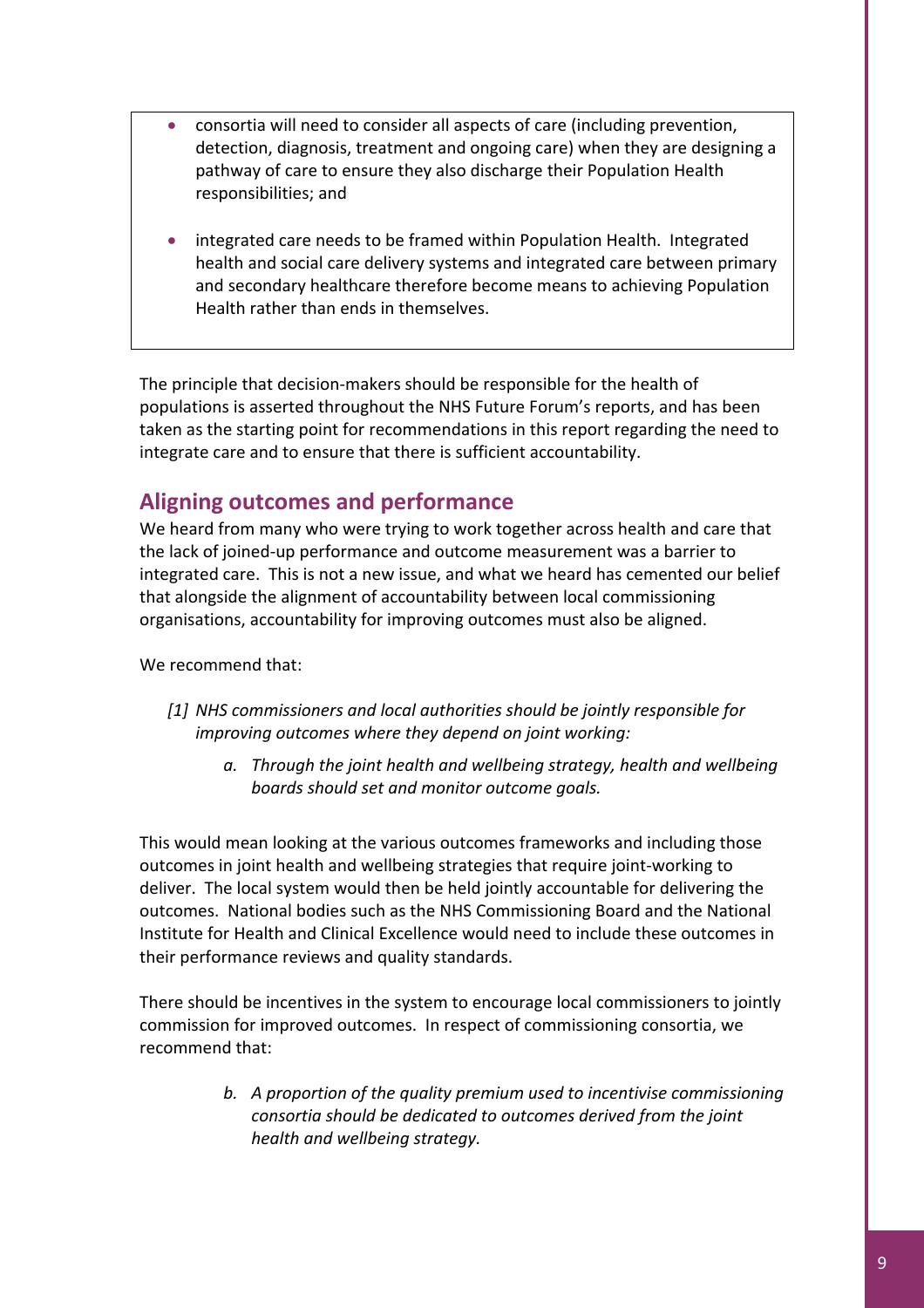- consortia will need to consider all aspects of care (including prevention, detection, diagnosis, treatment and ongoing care) when they are designing a pathway of care to ensure they also discharge their Population Health responsibilities; and

- integrated care needs to be framed within Population Health. Integrated health and social care delivery systems and integrated care between primary and secondary healthcare therefore become means to achieving Population Health rather than ends in themselves.

The principle that decision-makers should be responsible for the health of populations is asserted throughout the NHS Future Forum's reports, and has been taken as the starting point for recommendations in this report regarding the need to integrate care and to ensure that there is sufficient accountability.

## Aligning outcomes and performance

We heard from many who were trying to work together across health and care that the lack of joined-up performance and outcome measurement was a barrier to integrated care. This is not a new issue, and what we heard has cemented our belief that alongside the alignment of accountability between local commissioning organisations, accountability for improving outcomes must also be aligned.

We recommend that:

*[1] NHS commissioners and local authorities should be jointly responsible for improving outcomes where they depend on joint working:*

*a. Through the joint health and wellbeing strategy, health and wellbeing boards should set and monitor outcome goals.*

This would mean looking at the various outcomes frameworks and including those outcomes in joint health and wellbeing strategies that require joint-working to deliver. The local system would then be held jointly accountable for delivering the outcomes. National bodies such as the NHS Commissioning Board and the National Institute for Health and Clinical Excellence would need to include these outcomes in their performance reviews and quality standards.

There should be incentives in the system to encourage local commissioners to jointly commission for improved outcomes. In respect of commissioning consortia, we recommend that:

*b. A proportion of the quality premium used to incentivise commissioning consortia should be dedicated to outcomes derived from the joint health and wellbeing strategy.*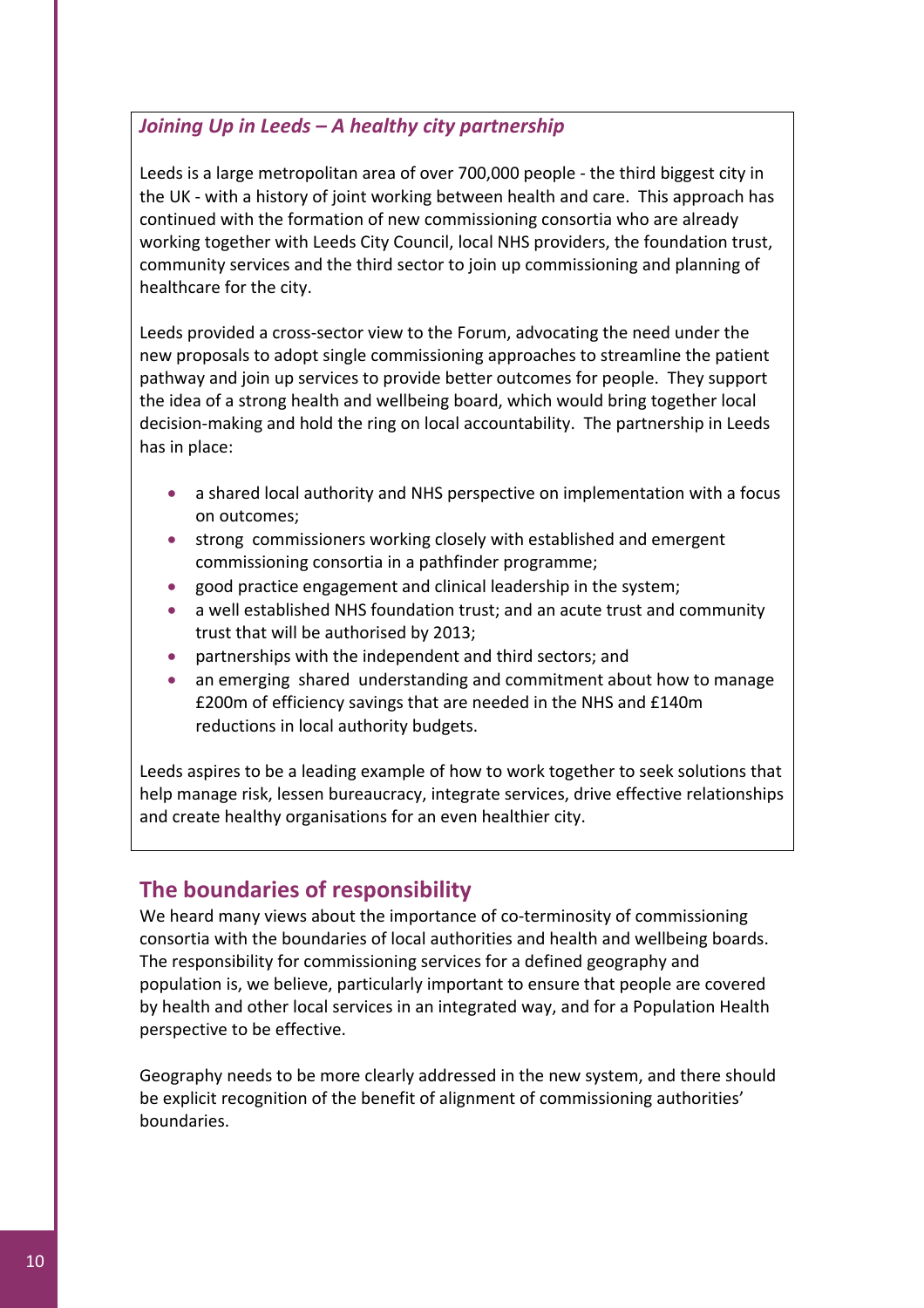***Joining Up in Leeds – A healthy city partnership***

Leeds is a large metropolitan area of over 700,000 people - the third biggest city in the UK - with a history of joint working between health and care. This approach has continued with the formation of new commissioning consortia who are already working together with Leeds City Council, local NHS providers, the foundation trust, community services and the third sector to join up commissioning and planning of healthcare for the city.

Leeds provided a cross-sector view to the Forum, advocating the need under the new proposals to adopt single commissioning approaches to streamline the patient pathway and join up services to provide better outcomes for people. They support the idea of a strong health and wellbeing board, which would bring together local decision-making and hold the ring on local accountability. The partnership in Leeds has in place:

- a shared local authority and NHS perspective on implementation with a focus on outcomes;
- strong commissioners working closely with established and emergent commissioning consortia in a pathfinder programme;
- good practice engagement and clinical leadership in the system;
- a well established NHS foundation trust; and an acute trust and community trust that will be authorised by 2013;
- partnerships with the independent and third sectors; and
- an emerging shared understanding and commitment about how to manage £200m of efficiency savings that are needed in the NHS and £140m reductions in local authority budgets.

Leeds aspires to be a leading example of how to work together to seek solutions that help manage risk, lessen bureaucracy, integrate services, drive effective relationships and create healthy organisations for an even healthier city.

## The boundaries of responsibility

We heard many views about the importance of co-terminosity of commissioning consortia with the boundaries of local authorities and health and wellbeing boards. The responsibility for commissioning services for a defined geography and population is, we believe, particularly important to ensure that people are covered by health and other local services in an integrated way, and for a Population Health perspective to be effective.

Geography needs to be more clearly addressed in the new system, and there should be explicit recognition of the benefit of alignment of commissioning authorities' boundaries.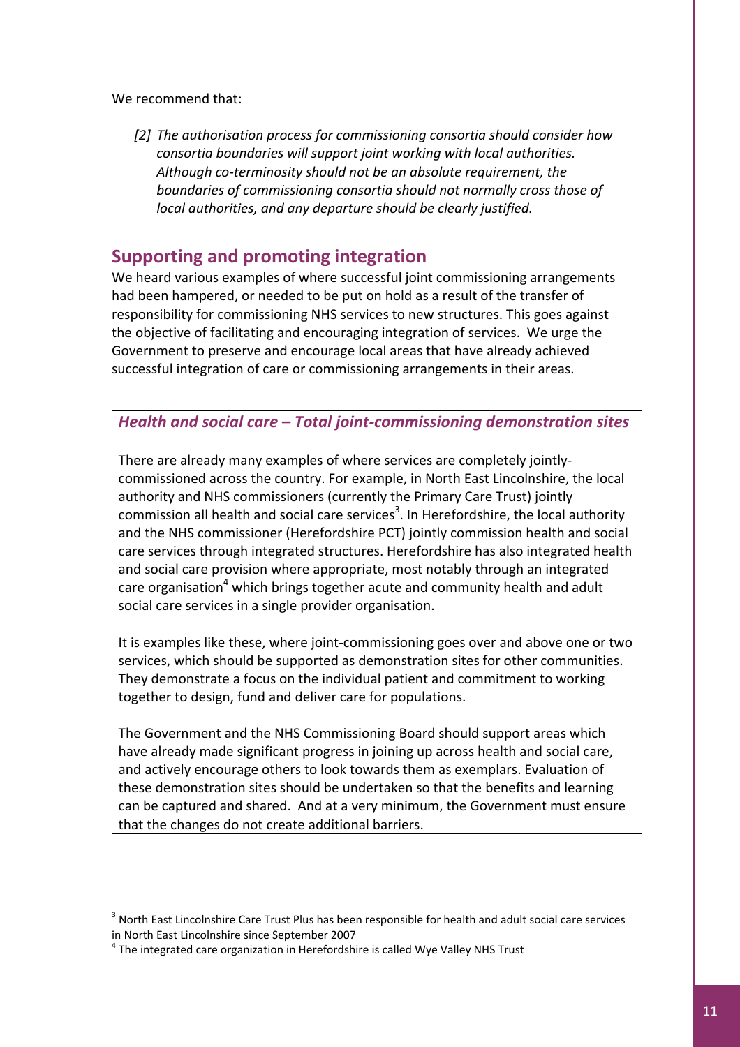We recommend that:

*[2] The authorisation process for commissioning consortia should consider how consortia boundaries will support joint working with local authorities. Although co-terminosity should not be an absolute requirement, the boundaries of commissioning consortia should not normally cross those of local authorities, and any departure should be clearly justified.*

## Supporting and promoting integration

We heard various examples of where successful joint commissioning arrangements had been hampered, or needed to be put on hold as a result of the transfer of responsibility for commissioning NHS services to new structures. This goes against the objective of facilitating and encouraging integration of services. We urge the Government to preserve and encourage local areas that have already achieved successful integration of care or commissioning arrangements in their areas.

### *Health and social care – Total joint-commissioning demonstration sites*

There are already many examples of where services are completely jointly-commissioned across the country. For example, in North East Lincolnshire, the local authority and NHS commissioners (currently the Primary Care Trust) jointly commission all health and social care services[3]. In Herefordshire, the local authority and the NHS commissioner (Herefordshire PCT) jointly commission health and social care services through integrated structures. Herefordshire has also integrated health and social care provision where appropriate, most notably through an integrated care organisation[4] which brings together acute and community health and adult social care services in a single provider organisation.

It is examples like these, where joint-commissioning goes over and above one or two services, which should be supported as demonstration sites for other communities. They demonstrate a focus on the individual patient and commitment to working together to design, fund and deliver care for populations.

The Government and the NHS Commissioning Board should support areas which have already made significant progress in joining up across health and social care, and actively encourage others to look towards them as exemplars. Evaluation of these demonstration sites should be undertaken so that the benefits and learning can be captured and shared. And at a very minimum, the Government must ensure that the changes do not create additional barriers.

---

[3] North East Lincolnshire Care Trust Plus has been responsible for health and adult social care services in North East Lincolnshire since September 2007

[4] The integrated care organization in Herefordshire is called Wye Valley NHS Trust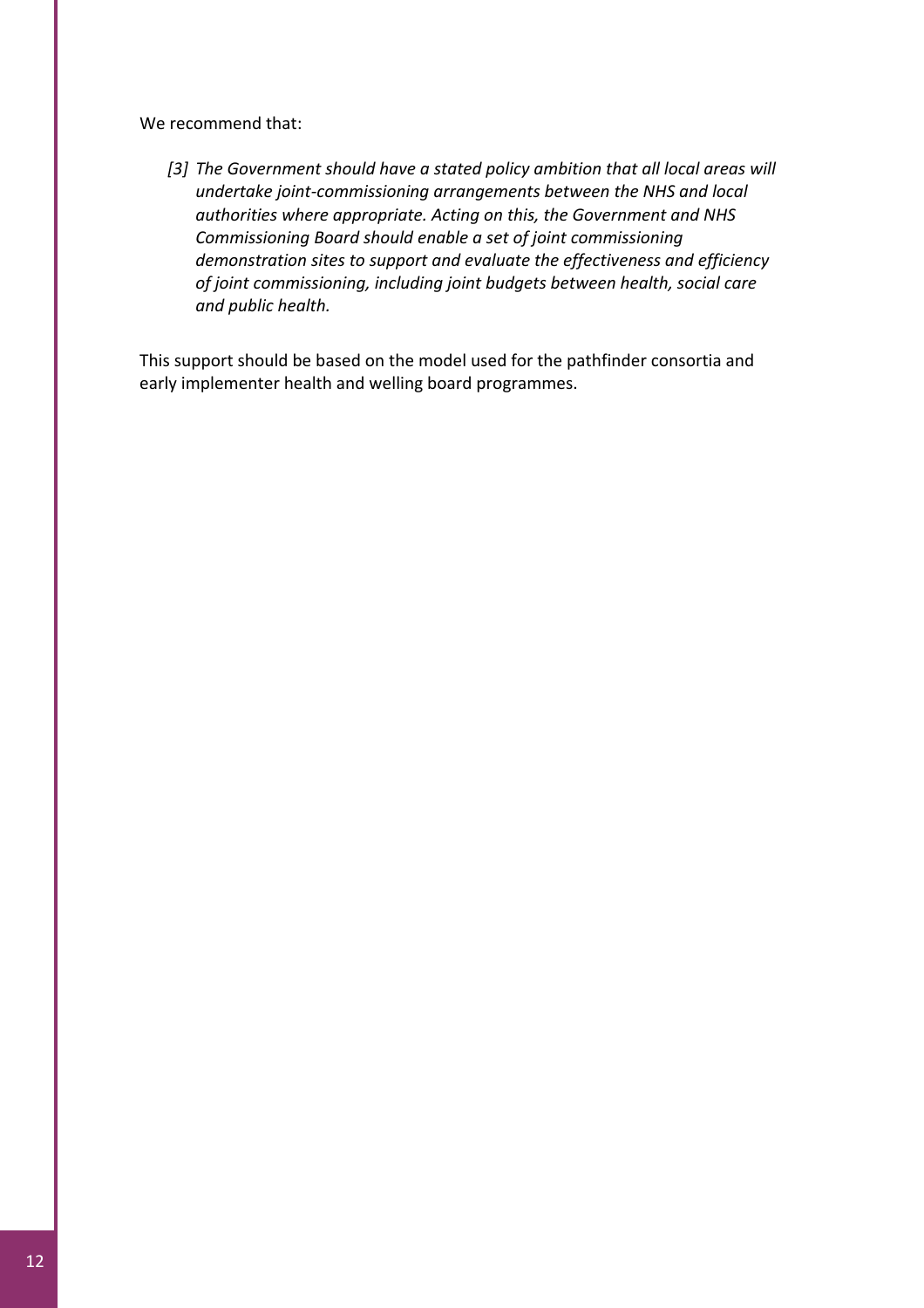We recommend that:

> *[3] The Government should have a stated policy ambition that all local areas will undertake joint-commissioning arrangements between the NHS and local authorities where appropriate. Acting on this, the Government and NHS Commissioning Board should enable a set of joint commissioning demonstration sites to support and evaluate the effectiveness and efficiency of joint commissioning, including joint budgets between health, social care and public health.*

This support should be based on the model used for the pathfinder consortia and early implementer health and welling board programmes.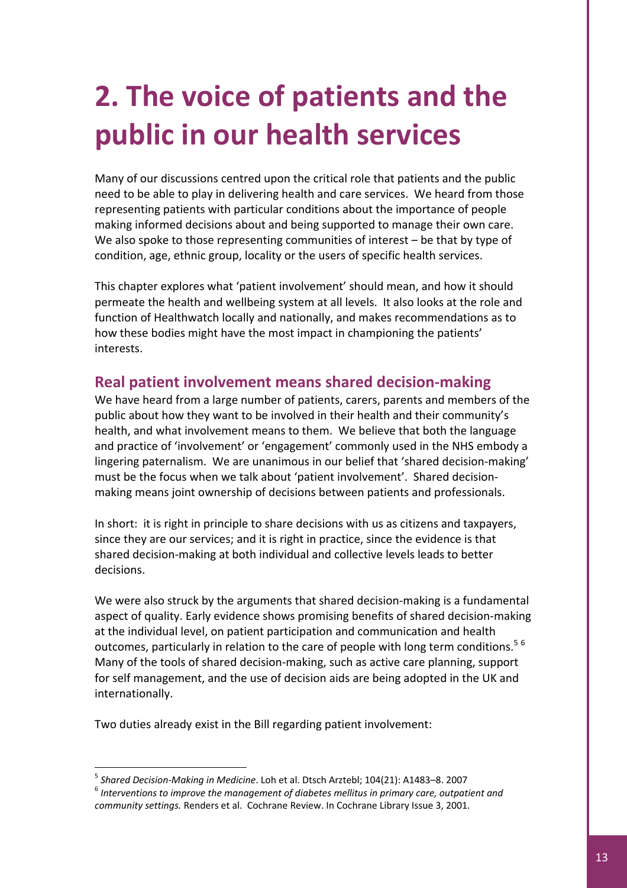# 2. The voice of patients and the public in our health services

Many of our discussions centred upon the critical role that patients and the public need to be able to play in delivering health and care services. We heard from those representing patients with particular conditions about the importance of people making informed decisions about and being supported to manage their own care. We also spoke to those representing communities of interest – be that by type of condition, age, ethnic group, locality or the users of specific health services.

This chapter explores what 'patient involvement' should mean, and how it should permeate the health and wellbeing system at all levels. It also looks at the role and function of Healthwatch locally and nationally, and makes recommendations as to how these bodies might have the most impact in championing the patients' interests.

## Real patient involvement means shared decision-making

We have heard from a large number of patients, carers, parents and members of the public about how they want to be involved in their health and their community's health, and what involvement means to them. We believe that both the language and practice of 'involvement' or 'engagement' commonly used in the NHS embody a lingering paternalism. We are unanimous in our belief that 'shared decision-making' must be the focus when we talk about 'patient involvement'. Shared decision-making means joint ownership of decisions between patients and professionals.

In short: it is right in principle to share decisions with us as citizens and taxpayers, since they are our services; and it is right in practice, since the evidence is that shared decision-making at both individual and collective levels leads to better decisions.

We were also struck by the arguments that shared decision-making is a fundamental aspect of quality. Early evidence shows promising benefits of shared decision-making at the individual level, on patient participation and communication and health outcomes, particularly in relation to the care of people with long term conditions.[5] [6] Many of the tools of shared decision-making, such as active care planning, support for self management, and the use of decision aids are being adopted in the UK and internationally.

Two duties already exist in the Bill regarding patient involvement:

---

[5] *Shared Decision-Making in Medicine*. Loh et al. Dtsch Arztebl; 104(21): A1483–8. 2007

[6] *Interventions to improve the management of diabetes mellitus in primary care, outpatient and community settings.* Renders et al. Cochrane Review. In Cochrane Library Issue 3, 2001.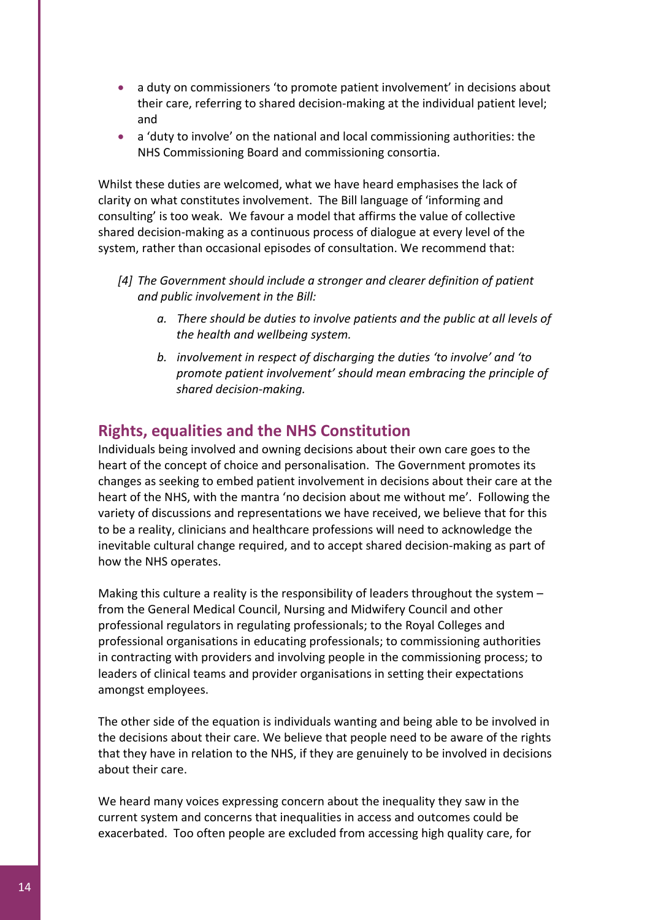- a duty on commissioners 'to promote patient involvement' in decisions about their care, referring to shared decision-making at the individual patient level; and
- a 'duty to involve' on the national and local commissioning authorities: the NHS Commissioning Board and commissioning consortia.

Whilst these duties are welcomed, what we have heard emphasises the lack of clarity on what constitutes involvement. The Bill language of 'informing and consulting' is too weak. We favour a model that affirms the value of collective shared decision-making as a continuous process of dialogue at every level of the system, rather than occasional episodes of consultation. We recommend that:

> *[4] The Government should include a stronger and clearer definition of patient and public involvement in the Bill:*
>
> *a. There should be duties to involve patients and the public at all levels of the health and wellbeing system.*
>
> *b. involvement in respect of discharging the duties 'to involve' and 'to promote patient involvement' should mean embracing the principle of shared decision-making.*

## Rights, equalities and the NHS Constitution

Individuals being involved and owning decisions about their own care goes to the heart of the concept of choice and personalisation. The Government promotes its changes as seeking to embed patient involvement in decisions about their care at the heart of the NHS, with the mantra 'no decision about me without me'. Following the variety of discussions and representations we have received, we believe that for this to be a reality, clinicians and healthcare professions will need to acknowledge the inevitable cultural change required, and to accept shared decision-making as part of how the NHS operates.

Making this culture a reality is the responsibility of leaders throughout the system – from the General Medical Council, Nursing and Midwifery Council and other professional regulators in regulating professionals; to the Royal Colleges and professional organisations in educating professionals; to commissioning authorities in contracting with providers and involving people in the commissioning process; to leaders of clinical teams and provider organisations in setting their expectations amongst employees.

The other side of the equation is individuals wanting and being able to be involved in the decisions about their care. We believe that people need to be aware of the rights that they have in relation to the NHS, if they are genuinely to be involved in decisions about their care.

We heard many voices expressing concern about the inequality they saw in the current system and concerns that inequalities in access and outcomes could be exacerbated. Too often people are excluded from accessing high quality care, for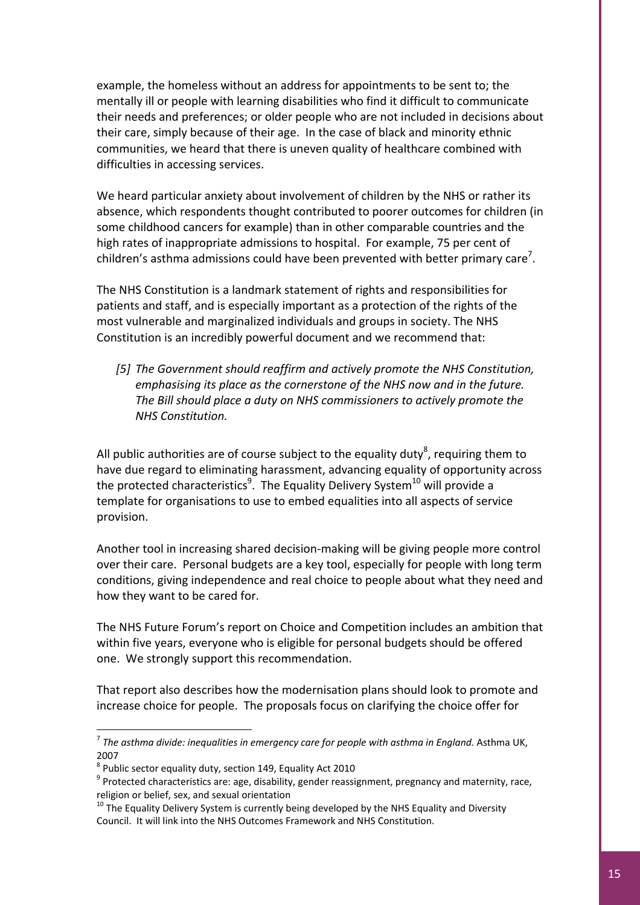example, the homeless without an address for appointments to be sent to; the mentally ill or people with learning disabilities who find it difficult to communicate their needs and preferences; or older people who are not included in decisions about their care, simply because of their age. In the case of black and minority ethnic communities, we heard that there is uneven quality of healthcare combined with difficulties in accessing services.

We heard particular anxiety about involvement of children by the NHS or rather its absence, which respondents thought contributed to poorer outcomes for children (in some childhood cancers for example) than in other comparable countries and the high rates of inappropriate admissions to hospital. For example, 75 per cent of children's asthma admissions could have been prevented with better primary care[7].

The NHS Constitution is a landmark statement of rights and responsibilities for patients and staff, and is especially important as a protection of the rights of the most vulnerable and marginalized individuals and groups in society. The NHS Constitution is an incredibly powerful document and we recommend that:

> *[5] The Government should reaffirm and actively promote the NHS Constitution, emphasising its place as the cornerstone of the NHS now and in the future. The Bill should place a duty on NHS commissioners to actively promote the NHS Constitution.*

All public authorities are of course subject to the equality duty[8], requiring them to have due regard to eliminating harassment, advancing equality of opportunity across the protected characteristics[9]. The Equality Delivery System[10] will provide a template for organisations to use to embed equalities into all aspects of service provision.

Another tool in increasing shared decision-making will be giving people more control over their care. Personal budgets are a key tool, especially for people with long term conditions, giving independence and real choice to people about what they need and how they want to be cared for.

The NHS Future Forum's report on Choice and Competition includes an ambition that within five years, everyone who is eligible for personal budgets should be offered one. We strongly support this recommendation.

That report also describes how the modernisation plans should look to promote and increase choice for people. The proposals focus on clarifying the choice offer for

---

[7] *The asthma divide: inequalities in emergency care for people with asthma in England.* Asthma UK, 2007

[8] Public sector equality duty, section 149, Equality Act 2010

[9] Protected characteristics are: age, disability, gender reassignment, pregnancy and maternity, race, religion or belief, sex, and sexual orientation

[10] The Equality Delivery System is currently being developed by the NHS Equality and Diversity Council. It will link into the NHS Outcomes Framework and NHS Constitution.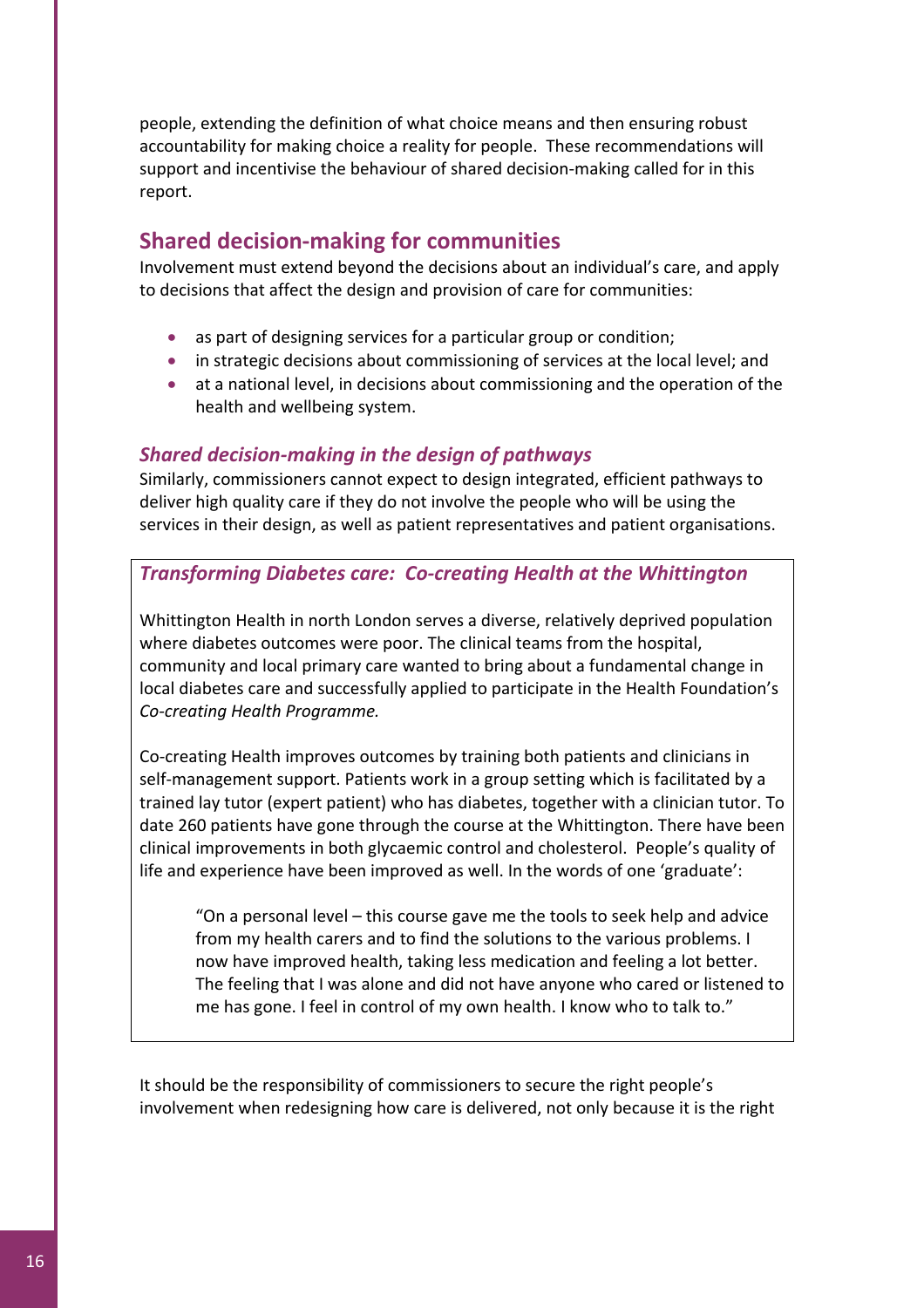people, extending the definition of what choice means and then ensuring robust accountability for making choice a reality for people. These recommendations will support and incentivise the behaviour of shared decision-making called for in this report.

## Shared decision-making for communities

Involvement must extend beyond the decisions about an individual's care, and apply to decisions that affect the design and provision of care for communities:

- as part of designing services for a particular group or condition;
- in strategic decisions about commissioning of services at the local level; and
- at a national level, in decisions about commissioning and the operation of the health and wellbeing system.

### *Shared decision-making in the design of pathways*

Similarly, commissioners cannot expect to design integrated, efficient pathways to deliver high quality care if they do not involve the people who will be using the services in their design, as well as patient representatives and patient organisations.

> ### *Transforming Diabetes care: Co-creating Health at the Whittington*
>
> Whittington Health in north London serves a diverse, relatively deprived population where diabetes outcomes were poor. The clinical teams from the hospital, community and local primary care wanted to bring about a fundamental change in local diabetes care and successfully applied to participate in the Health Foundation's *Co-creating Health Programme.*
>
> Co-creating Health improves outcomes by training both patients and clinicians in self-management support. Patients work in a group setting which is facilitated by a trained lay tutor (expert patient) who has diabetes, together with a clinician tutor. To date 260 patients have gone through the course at the Whittington. There have been clinical improvements in both glycaemic control and cholesterol. People's quality of life and experience have been improved as well. In the words of one 'graduate':
>
> > "On a personal level – this course gave me the tools to seek help and advice from my health carers and to find the solutions to the various problems. I now have improved health, taking less medication and feeling a lot better. The feeling that I was alone and did not have anyone who cared or listened to me has gone. I feel in control of my own health. I know who to talk to."

It should be the responsibility of commissioners to secure the right people's involvement when redesigning how care is delivered, not only because it is the right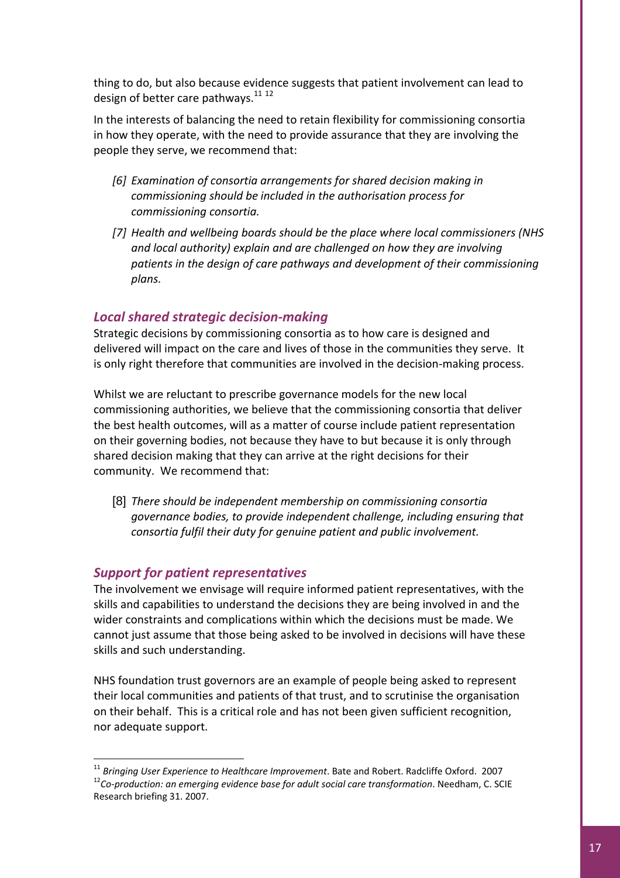thing to do, but also because evidence suggests that patient involvement can lead to design of better care pathways.[11 12]

In the interests of balancing the need to retain flexibility for commissioning consortia in how they operate, with the need to provide assurance that they are involving the people they serve, we recommend that:

> *[6] Examination of consortia arrangements for shared decision making in commissioning should be included in the authorisation process for commissioning consortia.*
>
> *[7] Health and wellbeing boards should be the place where local commissioners (NHS and local authority) explain and are challenged on how they are involving patients in the design of care pathways and development of their commissioning plans.*

### *Local shared strategic decision-making*

Strategic decisions by commissioning consortia as to how care is designed and delivered will impact on the care and lives of those in the communities they serve. It is only right therefore that communities are involved in the decision-making process.

Whilst we are reluctant to prescribe governance models for the new local commissioning authorities, we believe that the commissioning consortia that deliver the best health outcomes, will as a matter of course include patient representation on their governing bodies, not because they have to but because it is only through shared decision making that they can arrive at the right decisions for their community. We recommend that:

> [8] *There should be independent membership on commissioning consortia governance bodies, to provide independent challenge, including ensuring that consortia fulfil their duty for genuine patient and public involvement.*

### *Support for patient representatives*

The involvement we envisage will require informed patient representatives, with the skills and capabilities to understand the decisions they are being involved in and the wider constraints and complications within which the decisions must be made. We cannot just assume that those being asked to be involved in decisions will have these skills and such understanding.

NHS foundation trust governors are an example of people being asked to represent their local communities and patients of that trust, and to scrutinise the organisation on their behalf. This is a critical role and has not been given sufficient recognition, nor adequate support.

---

[11] *Bringing User Experience to Healthcare Improvement*. Bate and Robert. Radcliffe Oxford. 2007

[12] *Co-production: an emerging evidence base for adult social care transformation*. Needham, C. SCIE Research briefing 31. 2007.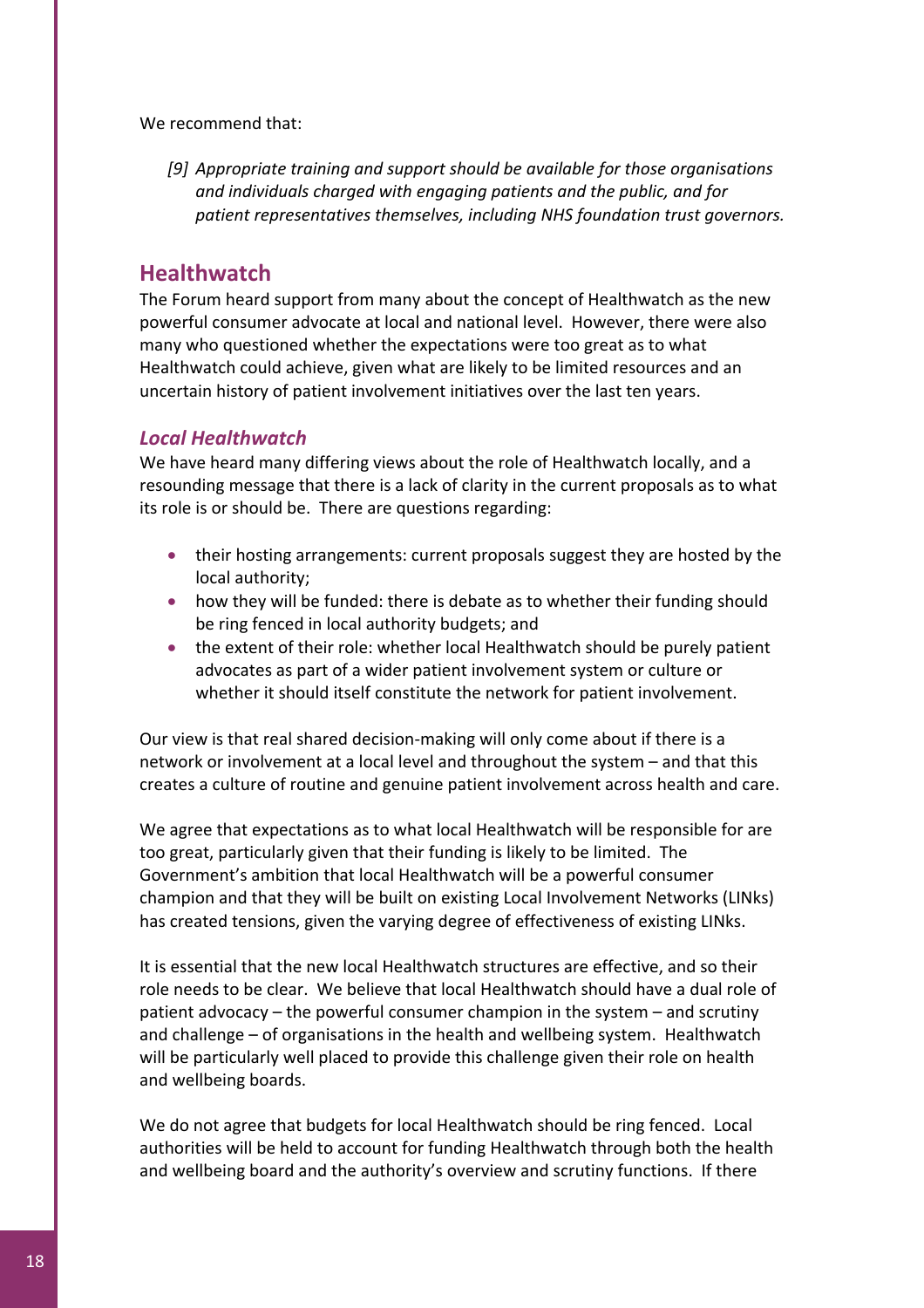We recommend that:

> *[9] Appropriate training and support should be available for those organisations and individuals charged with engaging patients and the public, and for patient representatives themselves, including NHS foundation trust governors.*

## Healthwatch

The Forum heard support from many about the concept of Healthwatch as the new powerful consumer advocate at local and national level. However, there were also many who questioned whether the expectations were too great as to what Healthwatch could achieve, given what are likely to be limited resources and an uncertain history of patient involvement initiatives over the last ten years.

### *Local Healthwatch*

We have heard many differing views about the role of Healthwatch locally, and a resounding message that there is a lack of clarity in the current proposals as to what its role is or should be. There are questions regarding:

- their hosting arrangements: current proposals suggest they are hosted by the local authority;
- how they will be funded: there is debate as to whether their funding should be ring fenced in local authority budgets; and
- the extent of their role: whether local Healthwatch should be purely patient advocates as part of a wider patient involvement system or culture or whether it should itself constitute the network for patient involvement.

Our view is that real shared decision-making will only come about if there is a network or involvement at a local level and throughout the system – and that this creates a culture of routine and genuine patient involvement across health and care.

We agree that expectations as to what local Healthwatch will be responsible for are too great, particularly given that their funding is likely to be limited. The Government's ambition that local Healthwatch will be a powerful consumer champion and that they will be built on existing Local Involvement Networks (LINks) has created tensions, given the varying degree of effectiveness of existing LINks.

It is essential that the new local Healthwatch structures are effective, and so their role needs to be clear. We believe that local Healthwatch should have a dual role of patient advocacy – the powerful consumer champion in the system – and scrutiny and challenge – of organisations in the health and wellbeing system. Healthwatch will be particularly well placed to provide this challenge given their role on health and wellbeing boards.

We do not agree that budgets for local Healthwatch should be ring fenced. Local authorities will be held to account for funding Healthwatch through both the health and wellbeing board and the authority's overview and scrutiny functions. If there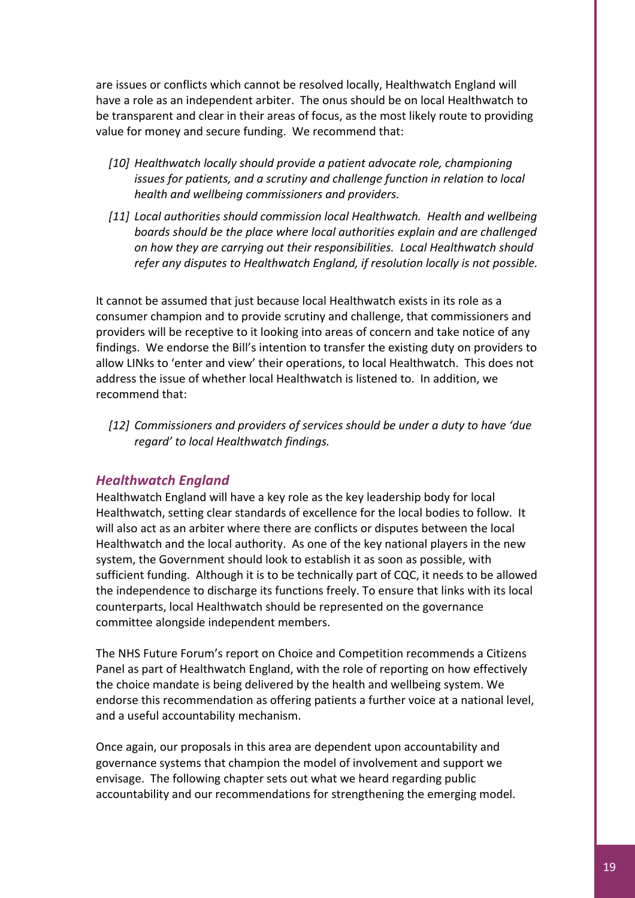are issues or conflicts which cannot be resolved locally, Healthwatch England will have a role as an independent arbiter. The onus should be on local Healthwatch to be transparent and clear in their areas of focus, as the most likely route to providing value for money and secure funding. We recommend that:

*[10] Healthwatch locally should provide a patient advocate role, championing issues for patients, and a scrutiny and challenge function in relation to local health and wellbeing commissioners and providers.*

*[11] Local authorities should commission local Healthwatch. Health and wellbeing boards should be the place where local authorities explain and are challenged on how they are carrying out their responsibilities. Local Healthwatch should refer any disputes to Healthwatch England, if resolution locally is not possible.*

It cannot be assumed that just because local Healthwatch exists in its role as a consumer champion and to provide scrutiny and challenge, that commissioners and providers will be receptive to it looking into areas of concern and take notice of any findings. We endorse the Bill's intention to transfer the existing duty on providers to allow LINks to 'enter and view' their operations, to local Healthwatch. This does not address the issue of whether local Healthwatch is listened to. In addition, we recommend that:

*[12] Commissioners and providers of services should be under a duty to have 'due regard' to local Healthwatch findings.*

### *Healthwatch England*

Healthwatch England will have a key role as the key leadership body for local Healthwatch, setting clear standards of excellence for the local bodies to follow. It will also act as an arbiter where there are conflicts or disputes between the local Healthwatch and the local authority. As one of the key national players in the new system, the Government should look to establish it as soon as possible, with sufficient funding. Although it is to be technically part of CQC, it needs to be allowed the independence to discharge its functions freely. To ensure that links with its local counterparts, local Healthwatch should be represented on the governance committee alongside independent members.

The NHS Future Forum's report on Choice and Competition recommends a Citizens Panel as part of Healthwatch England, with the role of reporting on how effectively the choice mandate is being delivered by the health and wellbeing system. We endorse this recommendation as offering patients a further voice at a national level, and a useful accountability mechanism.

Once again, our proposals in this area are dependent upon accountability and governance systems that champion the model of involvement and support we envisage. The following chapter sets out what we heard regarding public accountability and our recommendations for strengthening the emerging model.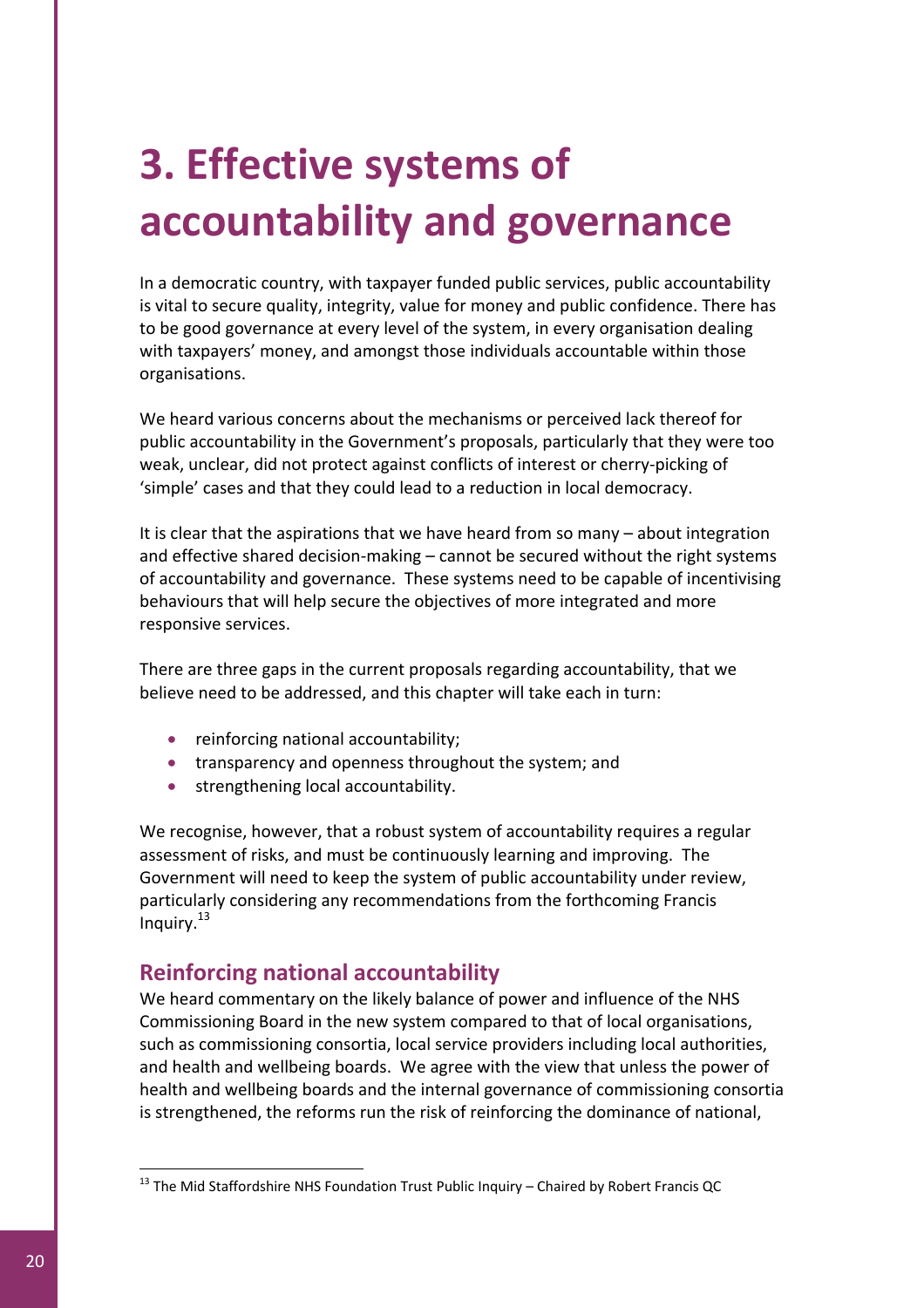# 3. Effective systems of accountability and governance

In a democratic country, with taxpayer funded public services, public accountability is vital to secure quality, integrity, value for money and public confidence. There has to be good governance at every level of the system, in every organisation dealing with taxpayers' money, and amongst those individuals accountable within those organisations.

We heard various concerns about the mechanisms or perceived lack thereof for public accountability in the Government's proposals, particularly that they were too weak, unclear, did not protect against conflicts of interest or cherry-picking of 'simple' cases and that they could lead to a reduction in local democracy.

It is clear that the aspirations that we have heard from so many – about integration and effective shared decision-making – cannot be secured without the right systems of accountability and governance. These systems need to be capable of incentivising behaviours that will help secure the objectives of more integrated and more responsive services.

There are three gaps in the current proposals regarding accountability, that we believe need to be addressed, and this chapter will take each in turn:

- reinforcing national accountability;
- transparency and openness throughout the system; and
- strengthening local accountability.

We recognise, however, that a robust system of accountability requires a regular assessment of risks, and must be continuously learning and improving. The Government will need to keep the system of public accountability under review, particularly considering any recommendations from the forthcoming Francis Inquiry.[13]

## Reinforcing national accountability

We heard commentary on the likely balance of power and influence of the NHS Commissioning Board in the new system compared to that of local organisations, such as commissioning consortia, local service providers including local authorities, and health and wellbeing boards. We agree with the view that unless the power of health and wellbeing boards and the internal governance of commissioning consortia is strengthened, the reforms run the risk of reinforcing the dominance of national,

[13] The Mid Staffordshire NHS Foundation Trust Public Inquiry – Chaired by Robert Francis QC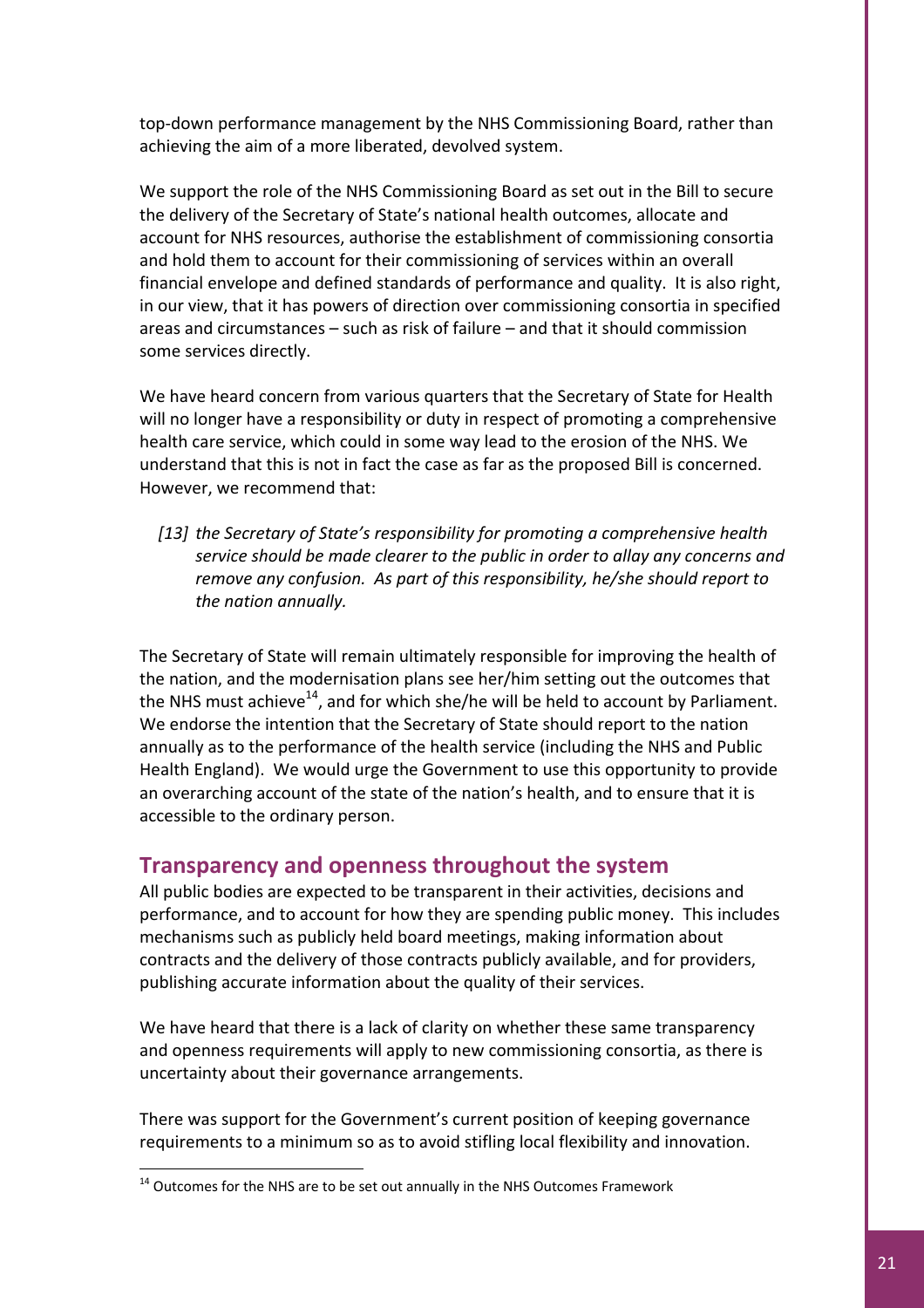top-down performance management by the NHS Commissioning Board, rather than achieving the aim of a more liberated, devolved system.

We support the role of the NHS Commissioning Board as set out in the Bill to secure the delivery of the Secretary of State's national health outcomes, allocate and account for NHS resources, authorise the establishment of commissioning consortia and hold them to account for their commissioning of services within an overall financial envelope and defined standards of performance and quality. It is also right, in our view, that it has powers of direction over commissioning consortia in specified areas and circumstances – such as risk of failure – and that it should commission some services directly.

We have heard concern from various quarters that the Secretary of State for Health will no longer have a responsibility or duty in respect of promoting a comprehensive health care service, which could in some way lead to the erosion of the NHS. We understand that this is not in fact the case as far as the proposed Bill is concerned. However, we recommend that:

*[13] the Secretary of State's responsibility for promoting a comprehensive health service should be made clearer to the public in order to allay any concerns and remove any confusion. As part of this responsibility, he/she should report to the nation annually.*

The Secretary of State will remain ultimately responsible for improving the health of the nation, and the modernisation plans see her/him setting out the outcomes that the NHS must achieve[14], and for which she/he will be held to account by Parliament. We endorse the intention that the Secretary of State should report to the nation annually as to the performance of the health service (including the NHS and Public Health England). We would urge the Government to use this opportunity to provide an overarching account of the state of the nation's health, and to ensure that it is accessible to the ordinary person.

## Transparency and openness throughout the system

All public bodies are expected to be transparent in their activities, decisions and performance, and to account for how they are spending public money. This includes mechanisms such as publicly held board meetings, making information about contracts and the delivery of those contracts publicly available, and for providers, publishing accurate information about the quality of their services.

We have heard that there is a lack of clarity on whether these same transparency and openness requirements will apply to new commissioning consortia, as there is uncertainty about their governance arrangements.

There was support for the Government's current position of keeping governance requirements to a minimum so as to avoid stifling local flexibility and innovation.

[14] Outcomes for the NHS are to be set out annually in the NHS Outcomes Framework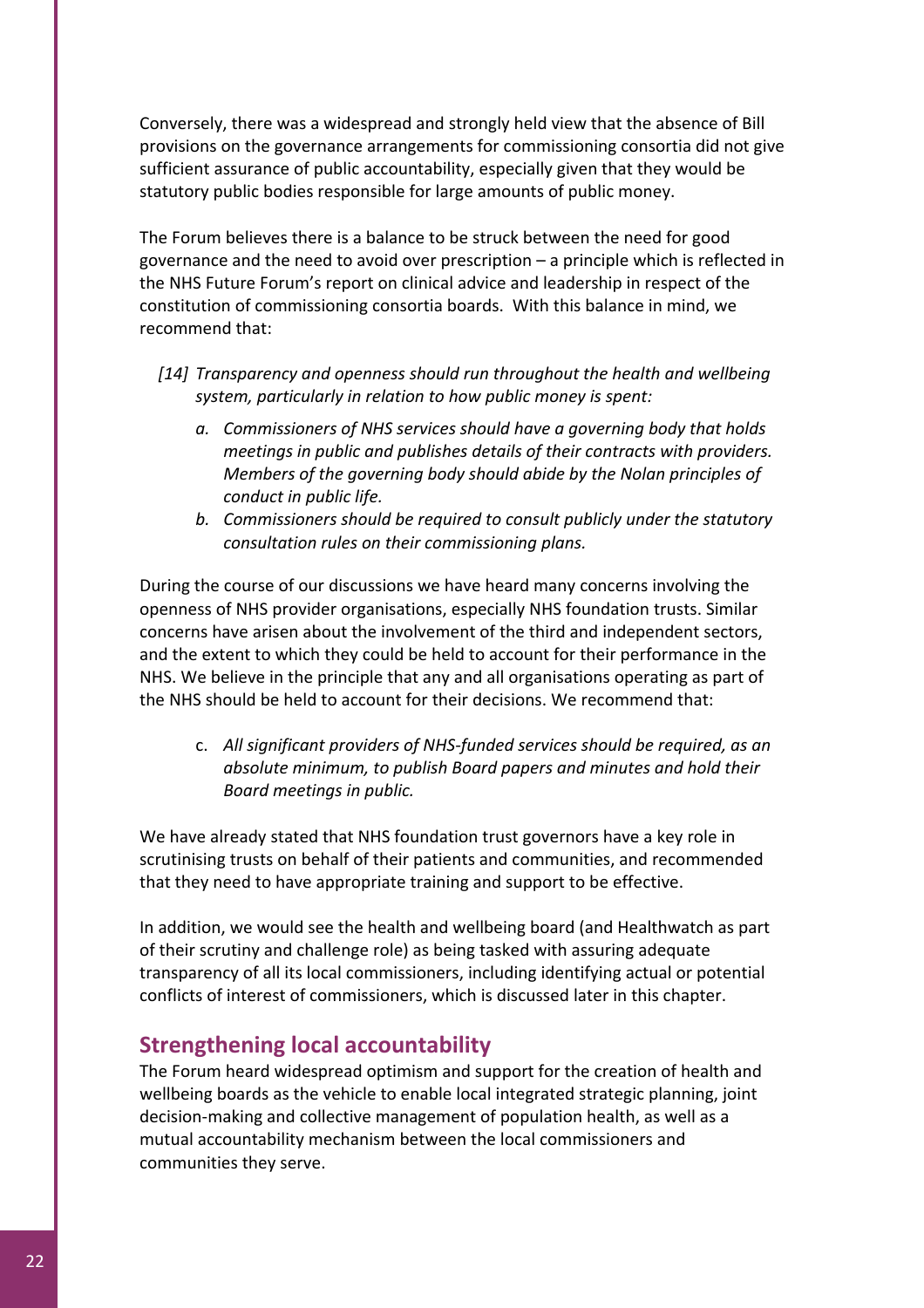Conversely, there was a widespread and strongly held view that the absence of Bill provisions on the governance arrangements for commissioning consortia did not give sufficient assurance of public accountability, especially given that they would be statutory public bodies responsible for large amounts of public money.

The Forum believes there is a balance to be struck between the need for good governance and the need to avoid over prescription – a principle which is reflected in the NHS Future Forum's report on clinical advice and leadership in respect of the constitution of commissioning consortia boards. With this balance in mind, we recommend that:

*[14] Transparency and openness should run throughout the health and wellbeing system, particularly in relation to how public money is spent:*

- *a. Commissioners of NHS services should have a governing body that holds meetings in public and publishes details of their contracts with providers. Members of the governing body should abide by the Nolan principles of conduct in public life.*
- *b. Commissioners should be required to consult publicly under the statutory consultation rules on their commissioning plans.*

During the course of our discussions we have heard many concerns involving the openness of NHS provider organisations, especially NHS foundation trusts. Similar concerns have arisen about the involvement of the third and independent sectors, and the extent to which they could be held to account for their performance in the NHS. We believe in the principle that any and all organisations operating as part of the NHS should be held to account for their decisions. We recommend that:

- c. *All significant providers of NHS-funded services should be required, as an absolute minimum, to publish Board papers and minutes and hold their Board meetings in public.*

We have already stated that NHS foundation trust governors have a key role in scrutinising trusts on behalf of their patients and communities, and recommended that they need to have appropriate training and support to be effective.

In addition, we would see the health and wellbeing board (and Healthwatch as part of their scrutiny and challenge role) as being tasked with assuring adequate transparency of all its local commissioners, including identifying actual or potential conflicts of interest of commissioners, which is discussed later in this chapter.

## Strengthening local accountability

The Forum heard widespread optimism and support for the creation of health and wellbeing boards as the vehicle to enable local integrated strategic planning, joint decision-making and collective management of population health, as well as a mutual accountability mechanism between the local commissioners and communities they serve.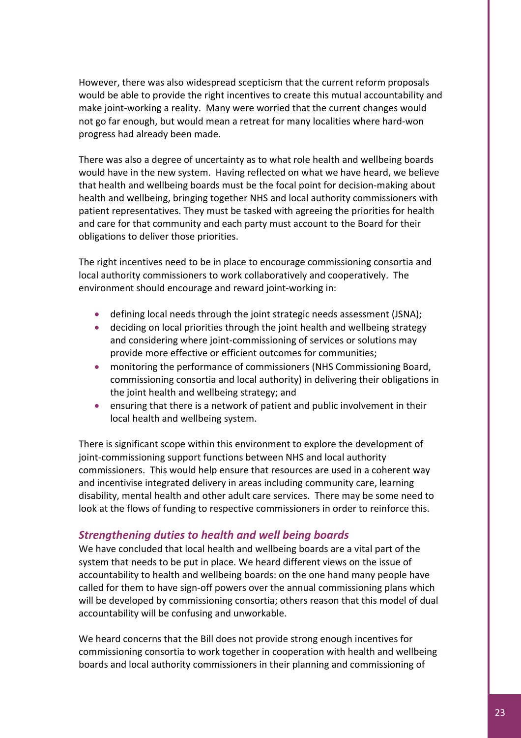However, there was also widespread scepticism that the current reform proposals would be able to provide the right incentives to create this mutual accountability and make joint-working a reality. Many were worried that the current changes would not go far enough, but would mean a retreat for many localities where hard-won progress had already been made.

There was also a degree of uncertainty as to what role health and wellbeing boards would have in the new system. Having reflected on what we have heard, we believe that health and wellbeing boards must be the focal point for decision-making about health and wellbeing, bringing together NHS and local authority commissioners with patient representatives. They must be tasked with agreeing the priorities for health and care for that community and each party must account to the Board for their obligations to deliver those priorities.

The right incentives need to be in place to encourage commissioning consortia and local authority commissioners to work collaboratively and cooperatively. The environment should encourage and reward joint-working in:

- defining local needs through the joint strategic needs assessment (JSNA);
- deciding on local priorities through the joint health and wellbeing strategy and considering where joint-commissioning of services or solutions may provide more effective or efficient outcomes for communities;
- monitoring the performance of commissioners (NHS Commissioning Board, commissioning consortia and local authority) in delivering their obligations in the joint health and wellbeing strategy; and
- ensuring that there is a network of patient and public involvement in their local health and wellbeing system.

There is significant scope within this environment to explore the development of joint-commissioning support functions between NHS and local authority commissioners. This would help ensure that resources are used in a coherent way and incentivise integrated delivery in areas including community care, learning disability, mental health and other adult care services. There may be some need to look at the flows of funding to respective commissioners in order to reinforce this.

### *Strengthening duties to health and well being boards*

We have concluded that local health and wellbeing boards are a vital part of the system that needs to be put in place. We heard different views on the issue of accountability to health and wellbeing boards: on the one hand many people have called for them to have sign-off powers over the annual commissioning plans which will be developed by commissioning consortia; others reason that this model of dual accountability will be confusing and unworkable.

We heard concerns that the Bill does not provide strong enough incentives for commissioning consortia to work together in cooperation with health and wellbeing boards and local authority commissioners in their planning and commissioning of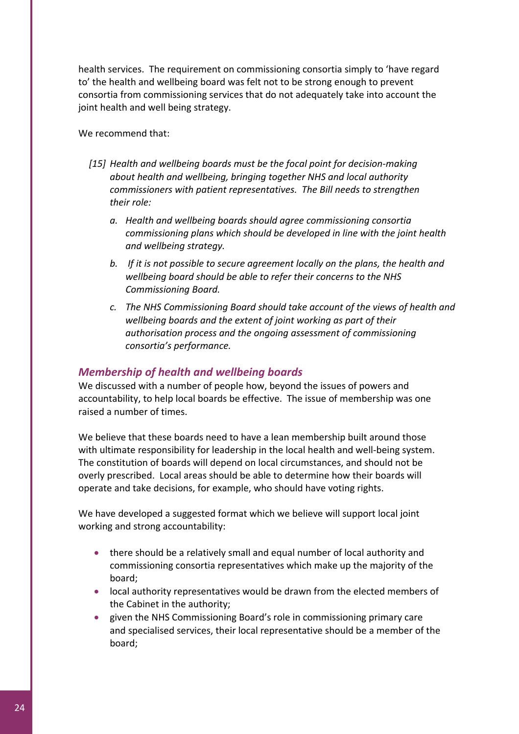health services. The requirement on commissioning consortia simply to 'have regard to' the health and wellbeing board was felt not to be strong enough to prevent consortia from commissioning services that do not adequately take into account the joint health and well being strategy.

We recommend that:

*[15] Health and wellbeing boards must be the focal point for decision-making about health and wellbeing, bringing together NHS and local authority commissioners with patient representatives. The Bill needs to strengthen their role:*

*a. Health and wellbeing boards should agree commissioning consortia commissioning plans which should be developed in line with the joint health and wellbeing strategy.*

*b. If it is not possible to secure agreement locally on the plans, the health and wellbeing board should be able to refer their concerns to the NHS Commissioning Board.*

*c. The NHS Commissioning Board should take account of the views of health and wellbeing boards and the extent of joint working as part of their authorisation process and the ongoing assessment of commissioning consortia's performance.*

### *Membership of health and wellbeing boards*

We discussed with a number of people how, beyond the issues of powers and accountability, to help local boards be effective. The issue of membership was one raised a number of times.

We believe that these boards need to have a lean membership built around those with ultimate responsibility for leadership in the local health and well-being system. The constitution of boards will depend on local circumstances, and should not be overly prescribed. Local areas should be able to determine how their boards will operate and take decisions, for example, who should have voting rights.

We have developed a suggested format which we believe will support local joint working and strong accountability:

- there should be a relatively small and equal number of local authority and commissioning consortia representatives which make up the majority of the board;
- local authority representatives would be drawn from the elected members of the Cabinet in the authority;
- given the NHS Commissioning Board's role in commissioning primary care and specialised services, their local representative should be a member of the board;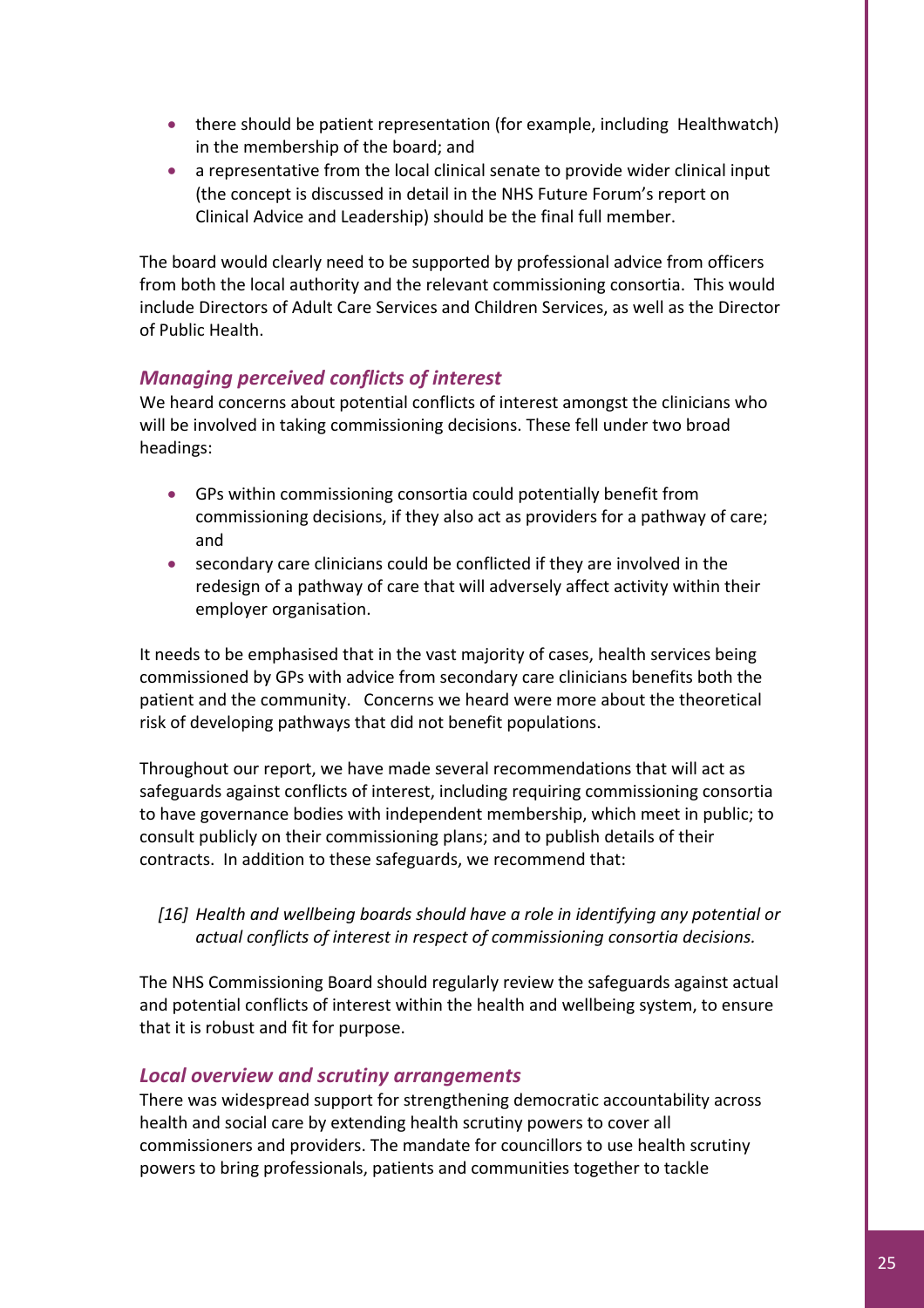- there should be patient representation (for example, including  Healthwatch) in the membership of the board; and
- a representative from the local clinical senate to provide wider clinical input (the concept is discussed in detail in the NHS Future Forum's report on Clinical Advice and Leadership) should be the final full member.

The board would clearly need to be supported by professional advice from officers from both the local authority and the relevant commissioning consortia.  This would include Directors of Adult Care Services and Children Services, as well as the Director of Public Health.

### *Managing perceived conflicts of interest*

We heard concerns about potential conflicts of interest amongst the clinicians who will be involved in taking commissioning decisions. These fell under two broad headings:

- GPs within commissioning consortia could potentially benefit from commissioning decisions, if they also act as providers for a pathway of care; and
- secondary care clinicians could be conflicted if they are involved in the redesign of a pathway of care that will adversely affect activity within their employer organisation.

It needs to be emphasised that in the vast majority of cases, health services being commissioned by GPs with advice from secondary care clinicians benefits both the patient and the community.   Concerns we heard were more about the theoretical risk of developing pathways that did not benefit populations.

Throughout our report, we have made several recommendations that will act as safeguards against conflicts of interest, including requiring commissioning consortia to have governance bodies with independent membership, which meet in public; to consult publicly on their commissioning plans; and to publish details of their contracts.  In addition to these safeguards, we recommend that:

> *[16] Health and wellbeing boards should have a role in identifying any potential or actual conflicts of interest in respect of commissioning consortia decisions.*

The NHS Commissioning Board should regularly review the safeguards against actual and potential conflicts of interest within the health and wellbeing system, to ensure that it is robust and fit for purpose.

### *Local overview and scrutiny arrangements*

There was widespread support for strengthening democratic accountability across health and social care by extending health scrutiny powers to cover all commissioners and providers. The mandate for councillors to use health scrutiny powers to bring professionals, patients and communities together to tackle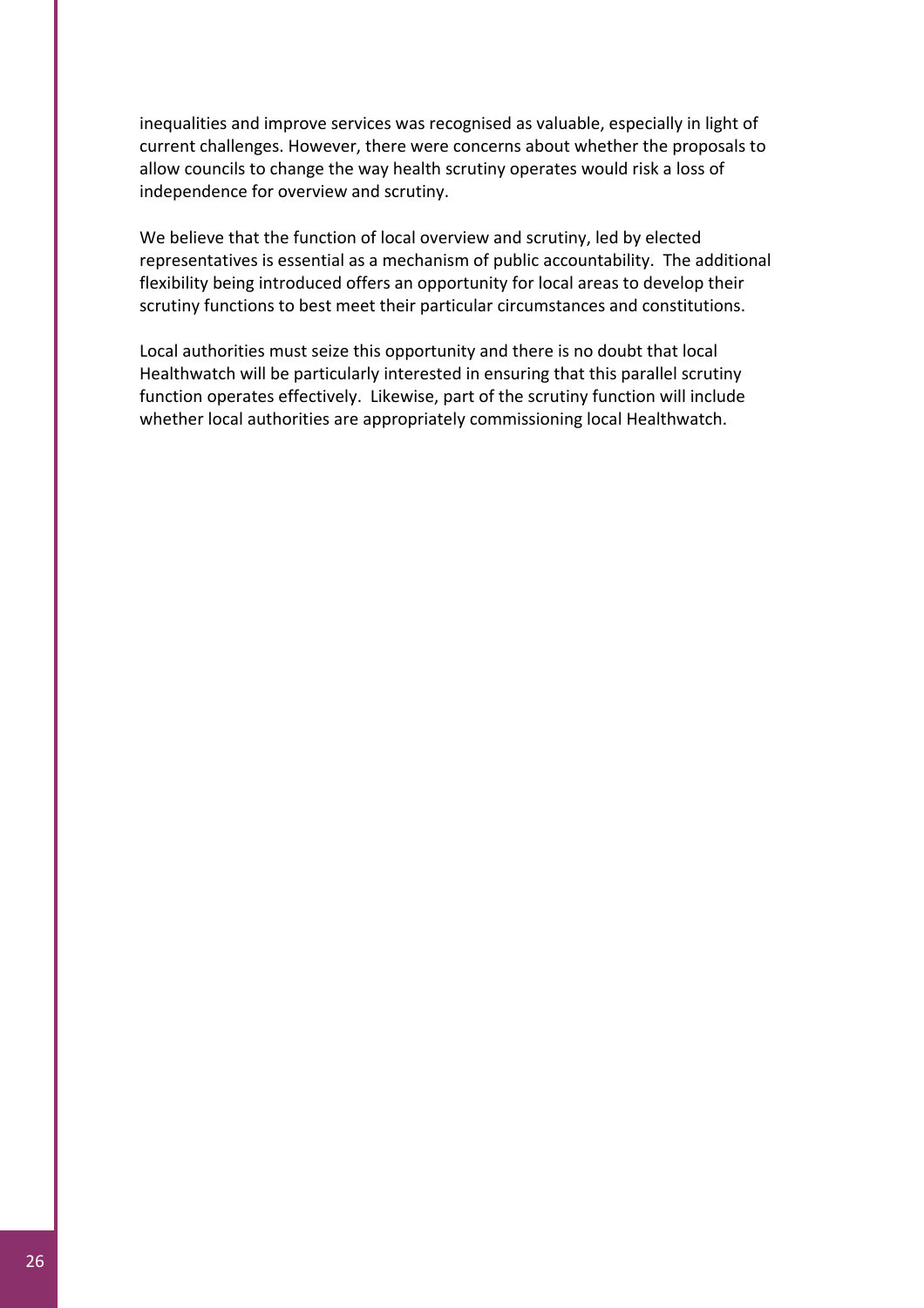inequalities and improve services was recognised as valuable, especially in light of current challenges. However, there were concerns about whether the proposals to allow councils to change the way health scrutiny operates would risk a loss of independence for overview and scrutiny.

We believe that the function of local overview and scrutiny, led by elected representatives is essential as a mechanism of public accountability. The additional flexibility being introduced offers an opportunity for local areas to develop their scrutiny functions to best meet their particular circumstances and constitutions.

Local authorities must seize this opportunity and there is no doubt that local Healthwatch will be particularly interested in ensuring that this parallel scrutiny function operates effectively. Likewise, part of the scrutiny function will include whether local authorities are appropriately commissioning local Healthwatch.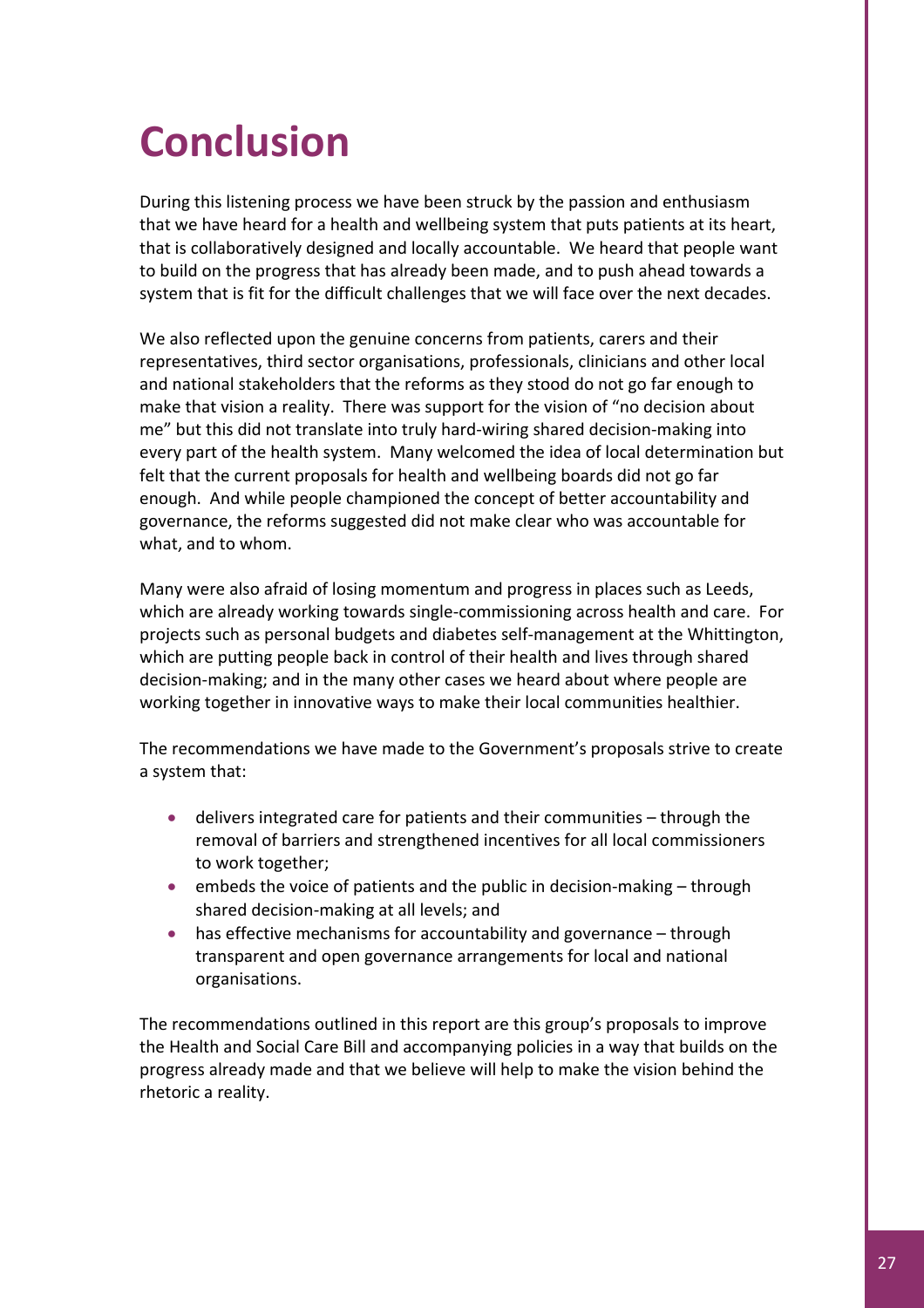# Conclusion

During this listening process we have been struck by the passion and enthusiasm that we have heard for a health and wellbeing system that puts patients at its heart, that is collaboratively designed and locally accountable. We heard that people want to build on the progress that has already been made, and to push ahead towards a system that is fit for the difficult challenges that we will face over the next decades.

We also reflected upon the genuine concerns from patients, carers and their representatives, third sector organisations, professionals, clinicians and other local and national stakeholders that the reforms as they stood do not go far enough to make that vision a reality. There was support for the vision of "no decision about me" but this did not translate into truly hard-wiring shared decision-making into every part of the health system. Many welcomed the idea of local determination but felt that the current proposals for health and wellbeing boards did not go far enough. And while people championed the concept of better accountability and governance, the reforms suggested did not make clear who was accountable for what, and to whom.

Many were also afraid of losing momentum and progress in places such as Leeds, which are already working towards single-commissioning across health and care. For projects such as personal budgets and diabetes self-management at the Whittington, which are putting people back in control of their health and lives through shared decision-making; and in the many other cases we heard about where people are working together in innovative ways to make their local communities healthier.

The recommendations we have made to the Government's proposals strive to create a system that:

- delivers integrated care for patients and their communities – through the removal of barriers and strengthened incentives for all local commissioners to work together;
- embeds the voice of patients and the public in decision-making – through shared decision-making at all levels; and
- has effective mechanisms for accountability and governance – through transparent and open governance arrangements for local and national organisations.

The recommendations outlined in this report are this group's proposals to improve the Health and Social Care Bill and accompanying policies in a way that builds on the progress already made and that we believe will help to make the vision behind the rhetoric a reality.